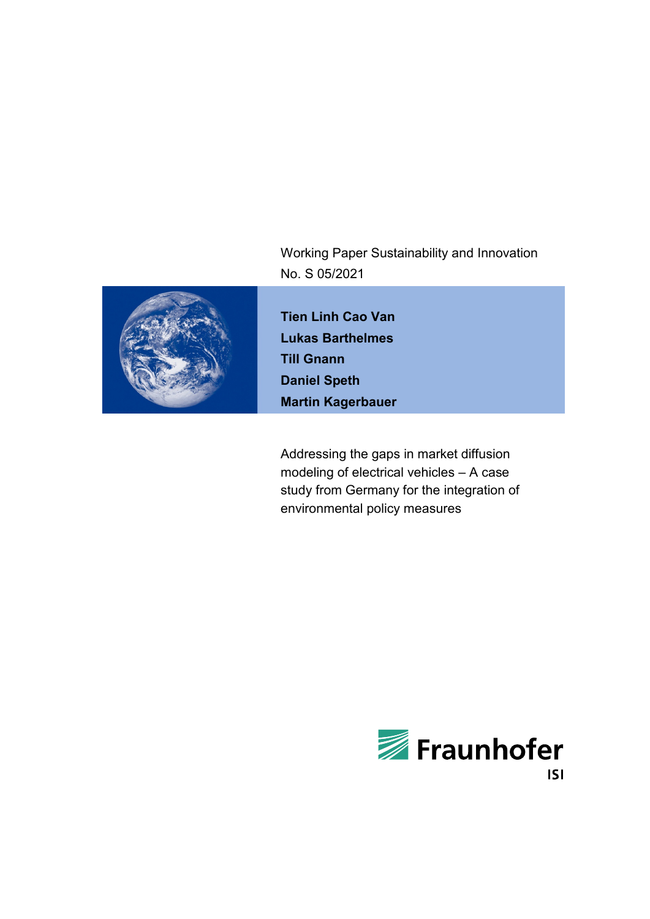Working Paper Sustainability and Innovation
No. S 05/2021

**Tien Linh Cao Van**
**Lukas Barthelmes**
**Till Gnann**
**Daniel Speth**
**Martin Kagerbauer**

Addressing the gaps in market diffusion modeling of electrical vehicles – A case study from Germany for the integration of environmental policy measures

Fraunhofer
ISI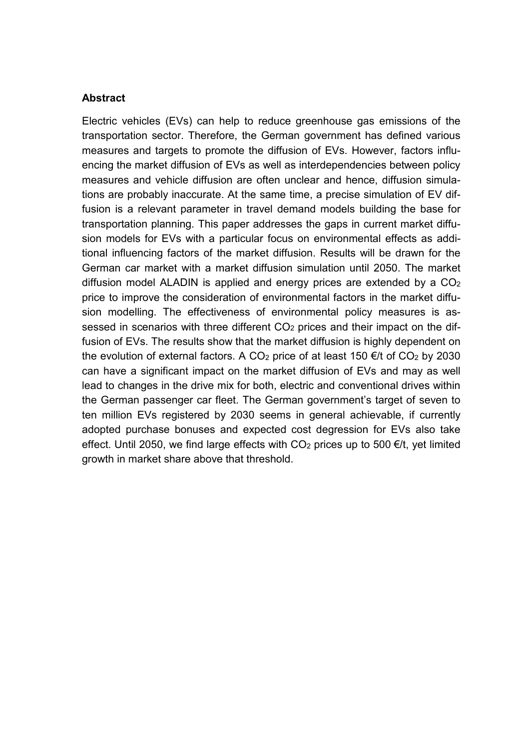## Abstract

Electric vehicles (EVs) can help to reduce greenhouse gas emissions of the transportation sector. Therefore, the German government has defined various measures and targets to promote the diffusion of EVs. However, factors influencing the market diffusion of EVs as well as interdependencies between policy measures and vehicle diffusion are often unclear and hence, diffusion simulations are probably inaccurate. At the same time, a precise simulation of EV diffusion is a relevant parameter in travel demand models building the base for transportation planning. This paper addresses the gaps in current market diffusion models for EVs with a particular focus on environmental effects as additional influencing factors of the market diffusion. Results will be drawn for the German car market with a market diffusion simulation until 2050. The market diffusion model ALADIN is applied and energy prices are extended by a $CO_2$ price to improve the consideration of environmental factors in the market diffusion modelling. The effectiveness of environmental policy measures is assessed in scenarios with three different $CO_2$ prices and their impact on the diffusion of EVs. The results show that the market diffusion is highly dependent on the evolution of external factors. A $CO_2$ price of at least 150 €/t of $CO_2$ by 2030 can have a significant impact on the market diffusion of EVs and may as well lead to changes in the drive mix for both, electric and conventional drives within the German passenger car fleet. The German government's target of seven to ten million EVs registered by 2030 seems in general achievable, if currently adopted purchase bonuses and expected cost degression for EVs also take effect. Until 2050, we find large effects with $CO_2$ prices up to 500 €/t, yet limited growth in market share above that threshold.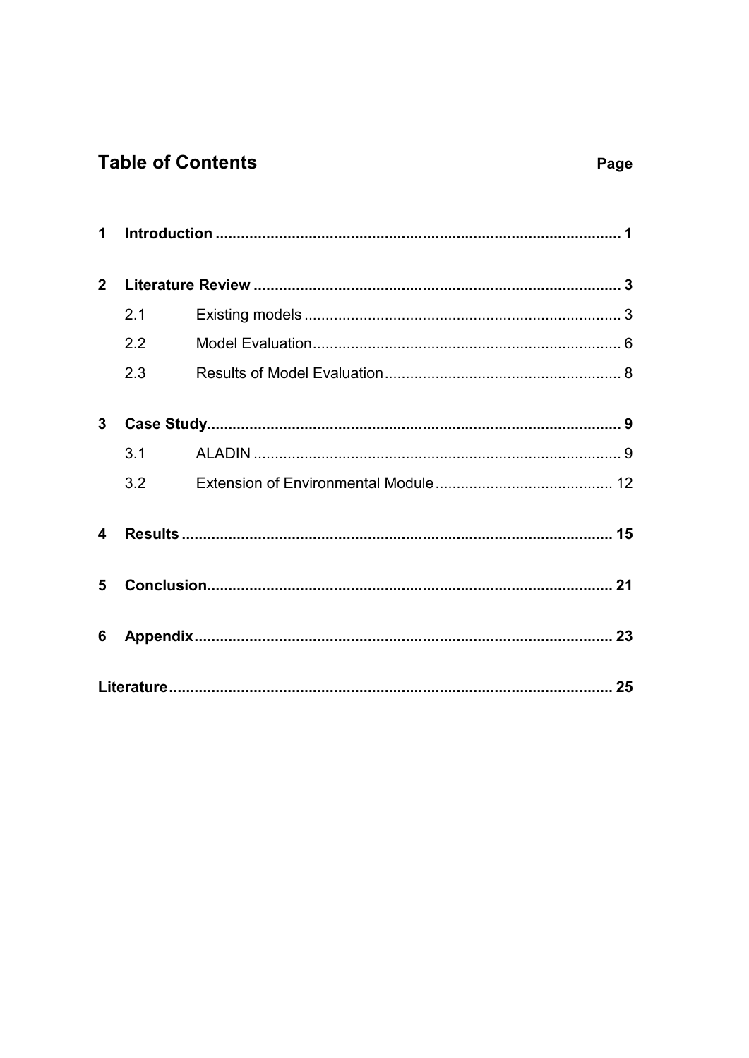## Table of Contents

**Page**

**1 Introduction** ............................................................................................ **1**

**2 Literature Review** .................................................................................... **3**

- 2.1 Existing models ........................................................................ 3
- 2.2 Model Evaluation ...................................................................... 6
- 2.3 Results of Model Evaluation ..................................................... 8

**3 Case Study** ............................................................................................... **9**

- 3.1 ALADIN ..................................................................................... 9
- 3.2 Extension of Environmental Module ......................................... 12

**4 Results** ..................................................................................................... **15**

**5 Conclusion** ................................................................................................ **21**

**6 Appendix** .................................................................................................. **23**

**Literature** ..................................................................................................... **25**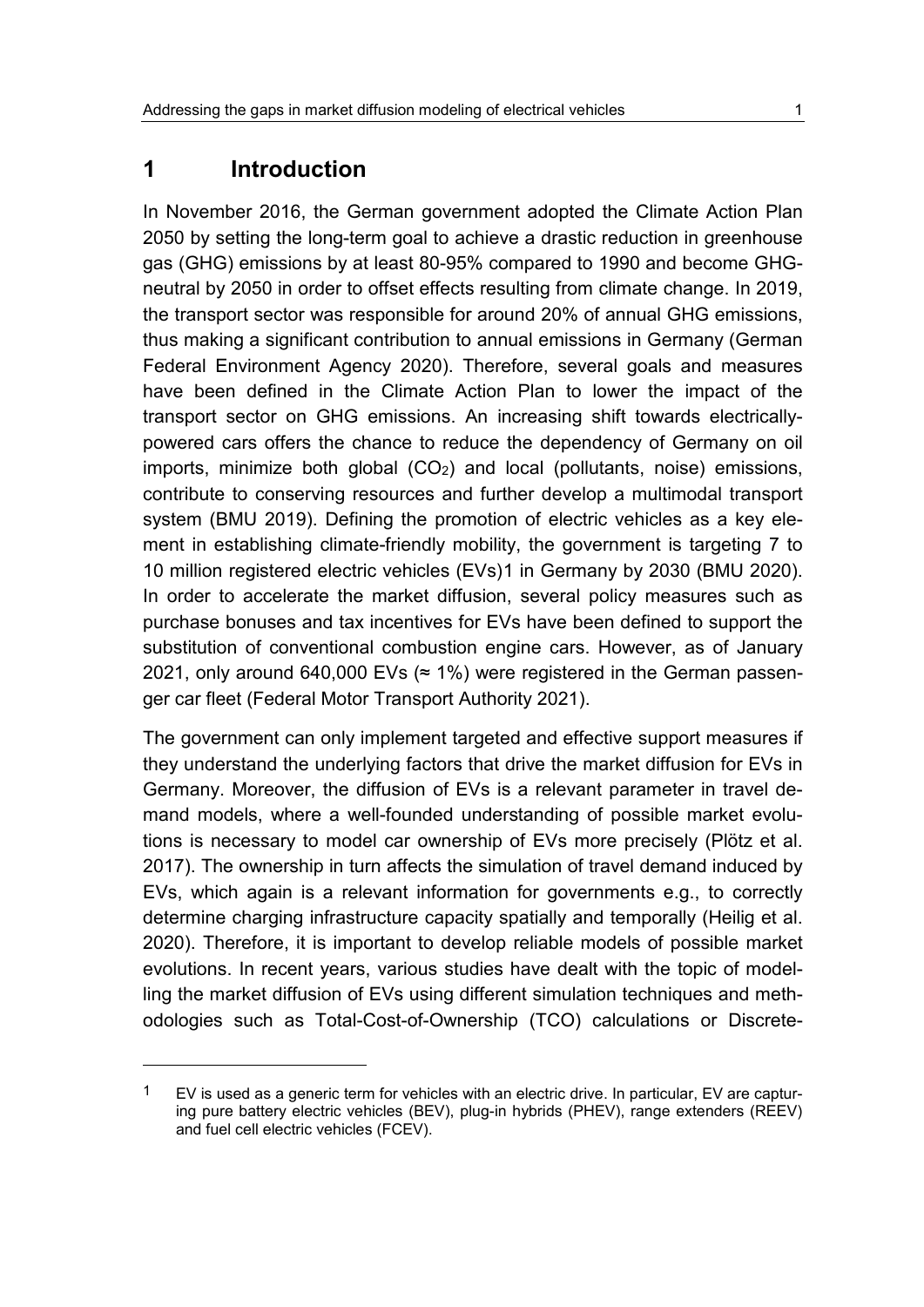# 1 Introduction

In November 2016, the German government adopted the Climate Action Plan 2050 by setting the long-term goal to achieve a drastic reduction in greenhouse gas (GHG) emissions by at least 80-95% compared to 1990 and become GHG-neutral by 2050 in order to offset effects resulting from climate change. In 2019, the transport sector was responsible for around 20% of annual GHG emissions, thus making a significant contribution to annual emissions in Germany (German Federal Environment Agency 2020). Therefore, several goals and measures have been defined in the Climate Action Plan to lower the impact of the transport sector on GHG emissions. An increasing shift towards electrically-powered cars offers the chance to reduce the dependency of Germany on oil imports, minimize both global ($CO_2$) and local (pollutants, noise) emissions, contribute to conserving resources and further develop a multimodal transport system (BMU 2019). Defining the promotion of electric vehicles as a key element in establishing climate-friendly mobility, the government is targeting 7 to 10 million registered electric vehicles (EVs)[1] in Germany by 2030 (BMU 2020). In order to accelerate the market diffusion, several policy measures such as purchase bonuses and tax incentives for EVs have been defined to support the substitution of conventional combustion engine cars. However, as of January 2021, only around 640,000 EVs (≈ 1%) were registered in the German passenger car fleet (Federal Motor Transport Authority 2021).

The government can only implement targeted and effective support measures if they understand the underlying factors that drive the market diffusion for EVs in Germany. Moreover, the diffusion of EVs is a relevant parameter in travel demand models, where a well-founded understanding of possible market evolutions is necessary to model car ownership of EVs more precisely (Plötz et al. 2017). The ownership in turn affects the simulation of travel demand induced by EVs, which again is a relevant information for governments e.g., to correctly determine charging infrastructure capacity spatially and temporally (Heilig et al. 2020). Therefore, it is important to develop reliable models of possible market evolutions. In recent years, various studies have dealt with the topic of modelling the market diffusion of EVs using different simulation techniques and methodologies such as Total-Cost-of-Ownership (TCO) calculations or Discrete-

[1] EV is used as a generic term for vehicles with an electric drive. In particular, EV are capturing pure battery electric vehicles (BEV), plug-in hybrids (PHEV), range extenders (REEV) and fuel cell electric vehicles (FCEV).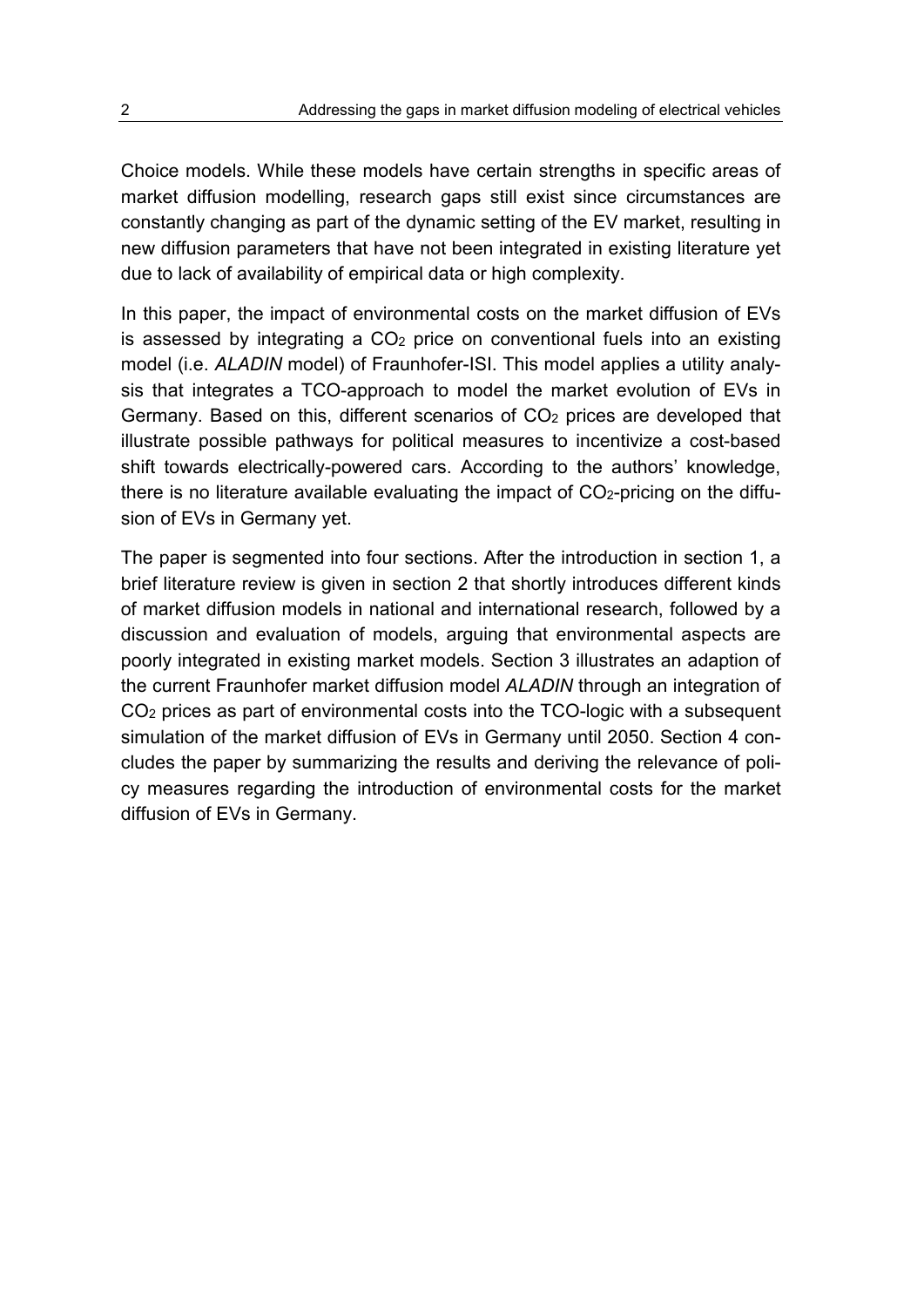Choice models. While these models have certain strengths in specific areas of market diffusion modelling, research gaps still exist since circumstances are constantly changing as part of the dynamic setting of the EV market, resulting in new diffusion parameters that have not been integrated in existing literature yet due to lack of availability of empirical data or high complexity.

In this paper, the impact of environmental costs on the market diffusion of EVs is assessed by integrating a $CO_2$ price on conventional fuels into an existing model (i.e. *ALADIN* model) of Fraunhofer-ISI. This model applies a utility analysis that integrates a TCO-approach to model the market evolution of EVs in Germany. Based on this, different scenarios of $CO_2$ prices are developed that illustrate possible pathways for political measures to incentivize a cost-based shift towards electrically-powered cars. According to the authors' knowledge, there is no literature available evaluating the impact of $CO_2$-pricing on the diffusion of EVs in Germany yet.

The paper is segmented into four sections. After the introduction in section 1, a brief literature review is given in section 2 that shortly introduces different kinds of market diffusion models in national and international research, followed by a discussion and evaluation of models, arguing that environmental aspects are poorly integrated in existing market models. Section 3 illustrates an adaption of the current Fraunhofer market diffusion model *ALADIN* through an integration of $CO_2$ prices as part of environmental costs into the TCO-logic with a subsequent simulation of the market diffusion of EVs in Germany until 2050. Section 4 concludes the paper by summarizing the results and deriving the relevance of policy measures regarding the introduction of environmental costs for the market diffusion of EVs in Germany.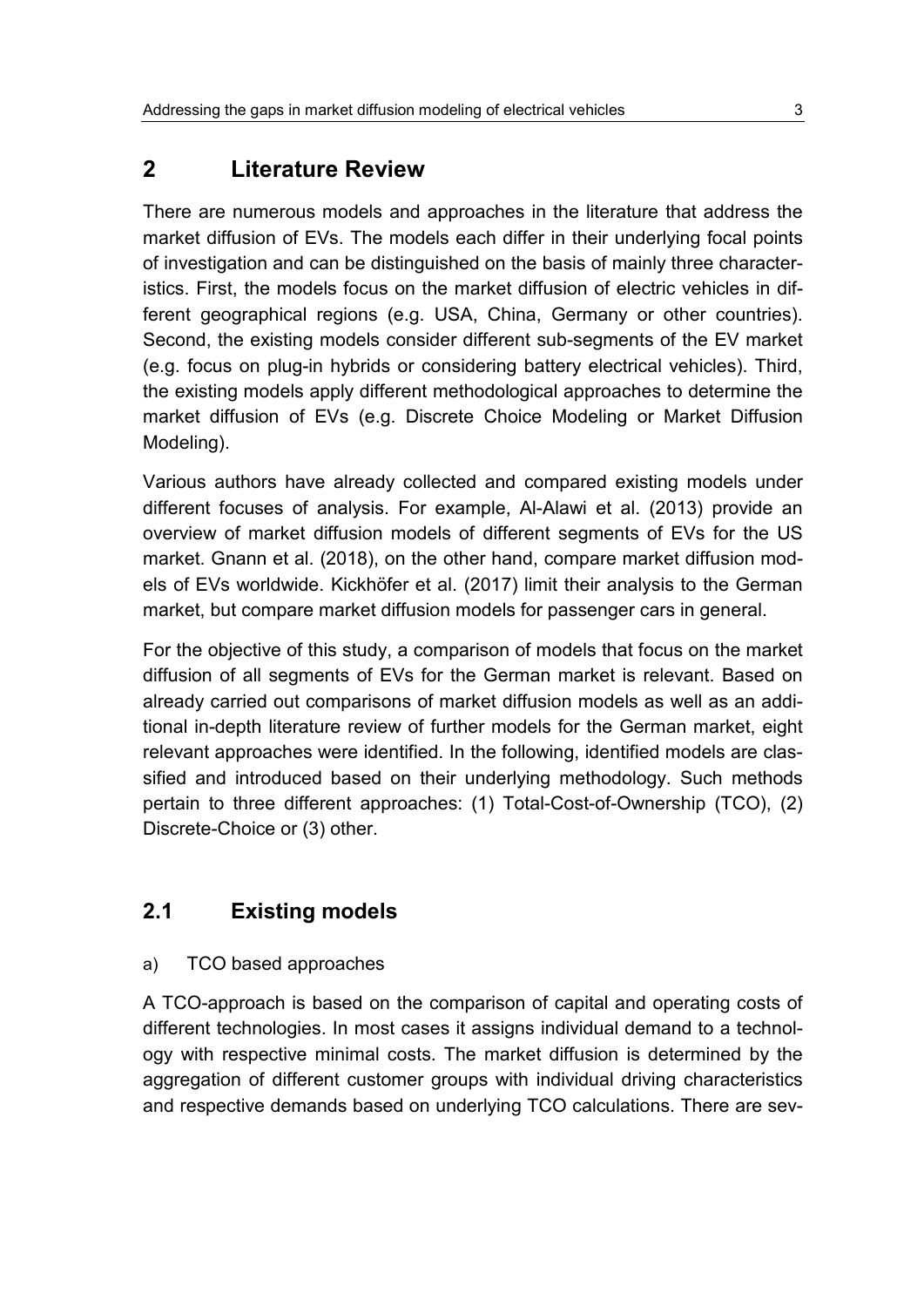## 2 Literature Review

There are numerous models and approaches in the literature that address the market diffusion of EVs. The models each differ in their underlying focal points of investigation and can be distinguished on the basis of mainly three characteristics. First, the models focus on the market diffusion of electric vehicles in different geographical regions (e.g. USA, China, Germany or other countries). Second, the existing models consider different sub-segments of the EV market (e.g. focus on plug-in hybrids or considering battery electrical vehicles). Third, the existing models apply different methodological approaches to determine the market diffusion of EVs (e.g. Discrete Choice Modeling or Market Diffusion Modeling).

Various authors have already collected and compared existing models under different focuses of analysis. For example, Al-Alawi et al. (2013) provide an overview of market diffusion models of different segments of EVs for the US market. Gnann et al. (2018), on the other hand, compare market diffusion models of EVs worldwide. Kickhöfer et al. (2017) limit their analysis to the German market, but compare market diffusion models for passenger cars in general.

For the objective of this study, a comparison of models that focus on the market diffusion of all segments of EVs for the German market is relevant. Based on already carried out comparisons of market diffusion models as well as an additional in-depth literature review of further models for the German market, eight relevant approaches were identified. In the following, identified models are classified and introduced based on their underlying methodology. Such methods pertain to three different approaches: (1) Total-Cost-of-Ownership (TCO), (2) Discrete-Choice or (3) other.

### 2.1 Existing models

a) TCO based approaches

A TCO-approach is based on the comparison of capital and operating costs of different technologies. In most cases it assigns individual demand to a technology with respective minimal costs. The market diffusion is determined by the aggregation of different customer groups with individual driving characteristics and respective demands based on underlying TCO calculations. There are sev-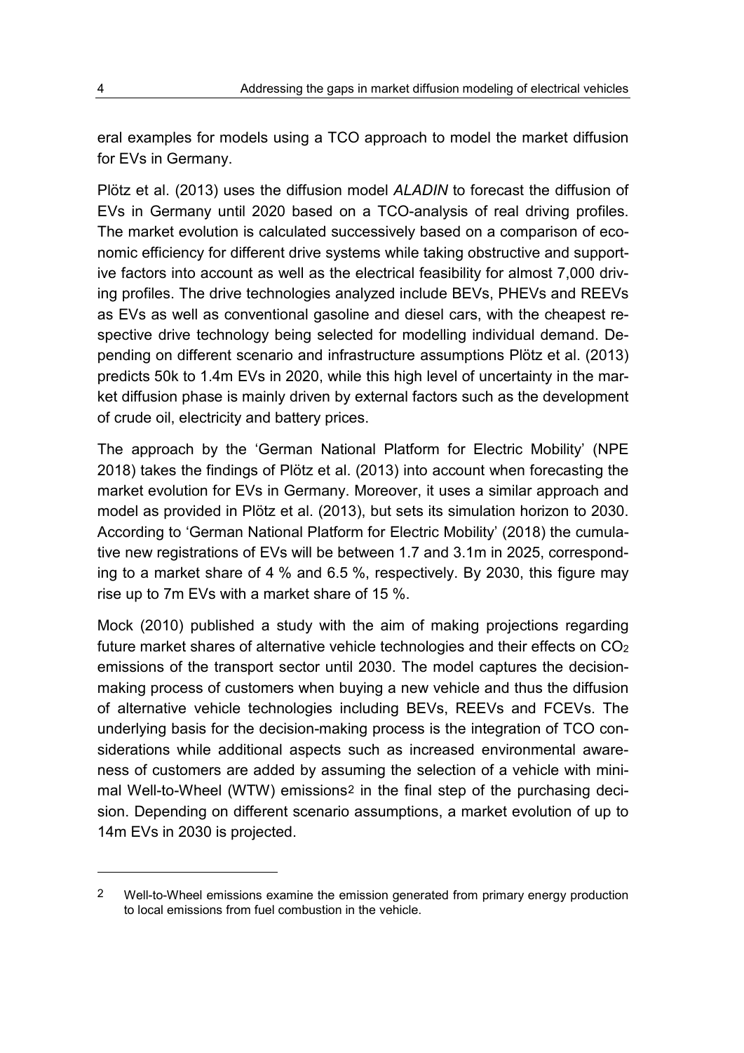eral examples for models using a TCO approach to model the market diffusion for EVs in Germany.

Plötz et al. (2013) uses the diffusion model *ALADIN* to forecast the diffusion of EVs in Germany until 2020 based on a TCO-analysis of real driving profiles. The market evolution is calculated successively based on a comparison of economic efficiency for different drive systems while taking obstructive and supportive factors into account as well as the electrical feasibility for almost 7,000 driving profiles. The drive technologies analyzed include BEVs, PHEVs and REEVs as EVs as well as conventional gasoline and diesel cars, with the cheapest respective drive technology being selected for modelling individual demand. Depending on different scenario and infrastructure assumptions Plötz et al. (2013) predicts 50k to 1.4m EVs in 2020, while this high level of uncertainty in the market diffusion phase is mainly driven by external factors such as the development of crude oil, electricity and battery prices.

The approach by the 'German National Platform for Electric Mobility' (NPE 2018) takes the findings of Plötz et al. (2013) into account when forecasting the market evolution for EVs in Germany. Moreover, it uses a similar approach and model as provided in Plötz et al. (2013), but sets its simulation horizon to 2030. According to 'German National Platform for Electric Mobility' (2018) the cumulative new registrations of EVs will be between 1.7 and 3.1m in 2025, corresponding to a market share of 4 % and 6.5 %, respectively. By 2030, this figure may rise up to 7m EVs with a market share of 15 %.

Mock (2010) published a study with the aim of making projections regarding future market shares of alternative vehicle technologies and their effects on $CO_2$ emissions of the transport sector until 2030. The model captures the decision-making process of customers when buying a new vehicle and thus the diffusion of alternative vehicle technologies including BEVs, REEVs and FCEVs. The underlying basis for the decision-making process is the integration of TCO considerations while additional aspects such as increased environmental awareness of customers are added by assuming the selection of a vehicle with minimal Well-to-Wheel (WTW) emissions[2] in the final step of the purchasing decision. Depending on different scenario assumptions, a market evolution of up to 14m EVs in 2030 is projected.

---

[2] Well-to-Wheel emissions examine the emission generated from primary energy production to local emissions from fuel combustion in the vehicle.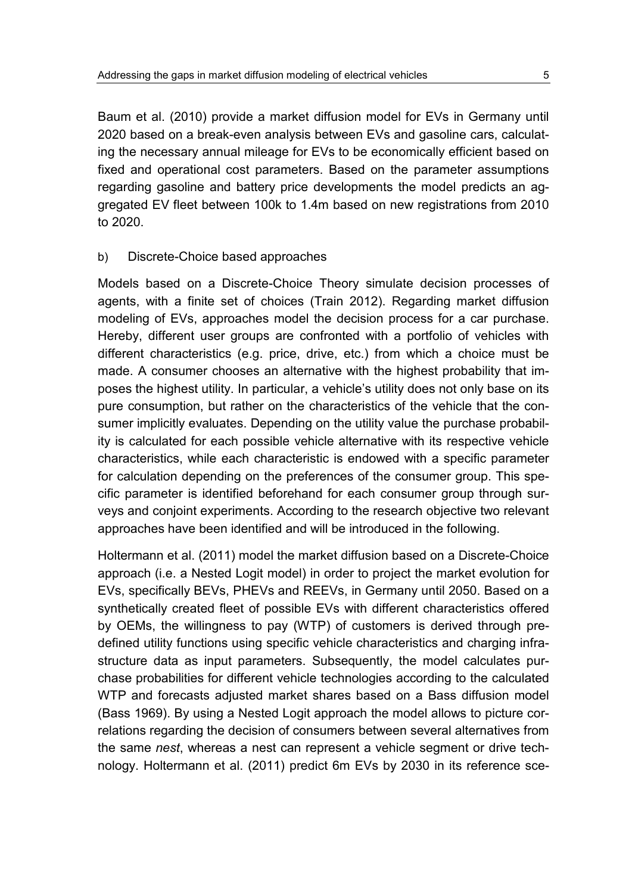Baum et al. (2010) provide a market diffusion model for EVs in Germany until 2020 based on a break-even analysis between EVs and gasoline cars, calculating the necessary annual mileage for EVs to be economically efficient based on fixed and operational cost parameters. Based on the parameter assumptions regarding gasoline and battery price developments the model predicts an aggregated EV fleet between 100k to 1.4m based on new registrations from 2010 to 2020.

b) Discrete-Choice based approaches

Models based on a Discrete-Choice Theory simulate decision processes of agents, with a finite set of choices (Train 2012). Regarding market diffusion modeling of EVs, approaches model the decision process for a car purchase. Hereby, different user groups are confronted with a portfolio of vehicles with different characteristics (e.g. price, drive, etc.) from which a choice must be made. A consumer chooses an alternative with the highest probability that imposes the highest utility. In particular, a vehicle's utility does not only base on its pure consumption, but rather on the characteristics of the vehicle that the consumer implicitly evaluates. Depending on the utility value the purchase probability is calculated for each possible vehicle alternative with its respective vehicle characteristics, while each characteristic is endowed with a specific parameter for calculation depending on the preferences of the consumer group. This specific parameter is identified beforehand for each consumer group through surveys and conjoint experiments. According to the research objective two relevant approaches have been identified and will be introduced in the following.

Holtermann et al. (2011) model the market diffusion based on a Discrete-Choice approach (i.e. a Nested Logit model) in order to project the market evolution for EVs, specifically BEVs, PHEVs and REEVs, in Germany until 2050. Based on a synthetically created fleet of possible EVs with different characteristics offered by OEMs, the willingness to pay (WTP) of customers is derived through predefined utility functions using specific vehicle characteristics and charging infrastructure data as input parameters. Subsequently, the model calculates purchase probabilities for different vehicle technologies according to the calculated WTP and forecasts adjusted market shares based on a Bass diffusion model (Bass 1969). By using a Nested Logit approach the model allows to picture correlations regarding the decision of consumers between several alternatives from the same *nest*, whereas a nest can represent a vehicle segment or drive technology. Holtermann et al. (2011) predict 6m EVs by 2030 in its reference sce-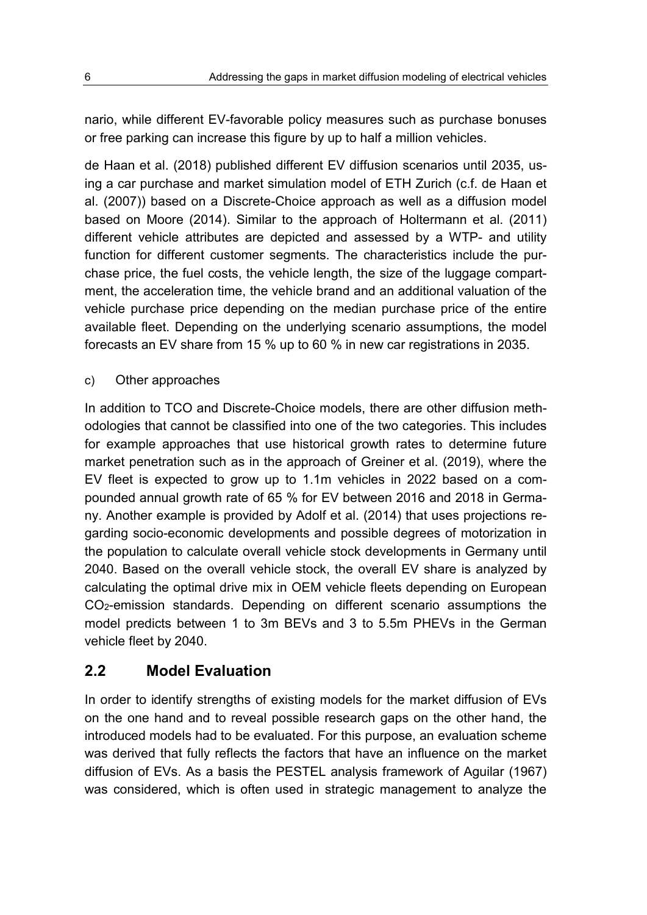nario, while different EV-favorable policy measures such as purchase bonuses or free parking can increase this figure by up to half a million vehicles.

de Haan et al. (2018) published different EV diffusion scenarios until 2035, using a car purchase and market simulation model of ETH Zurich (c.f. de Haan et al. (2007)) based on a Discrete-Choice approach as well as a diffusion model based on Moore (2014). Similar to the approach of Holtermann et al. (2011) different vehicle attributes are depicted and assessed by a WTP- and utility function for different customer segments. The characteristics include the purchase price, the fuel costs, the vehicle length, the size of the luggage compartment, the acceleration time, the vehicle brand and an additional valuation of the vehicle purchase price depending on the median purchase price of the entire available fleet. Depending on the underlying scenario assumptions, the model forecasts an EV share from 15 % up to 60 % in new car registrations in 2035.

c) Other approaches

In addition to TCO and Discrete-Choice models, there are other diffusion methodologies that cannot be classified into one of the two categories. This includes for example approaches that use historical growth rates to determine future market penetration such as in the approach of Greiner et al. (2019), where the EV fleet is expected to grow up to 1.1m vehicles in 2022 based on a compounded annual growth rate of 65 % for EV between 2016 and 2018 in Germany. Another example is provided by Adolf et al. (2014) that uses projections regarding socio-economic developments and possible degrees of motorization in the population to calculate overall vehicle stock developments in Germany until 2040. Based on the overall vehicle stock, the overall EV share is analyzed by calculating the optimal drive mix in OEM vehicle fleets depending on European $CO_2$-emission standards. Depending on different scenario assumptions the model predicts between 1 to 3m BEVs and 3 to 5.5m PHEVs in the German vehicle fleet by 2040.

## 2.2 Model Evaluation

In order to identify strengths of existing models for the market diffusion of EVs on the one hand and to reveal possible research gaps on the other hand, the introduced models had to be evaluated. For this purpose, an evaluation scheme was derived that fully reflects the factors that have an influence on the market diffusion of EVs. As a basis the PESTEL analysis framework of Aguilar (1967) was considered, which is often used in strategic management to analyze the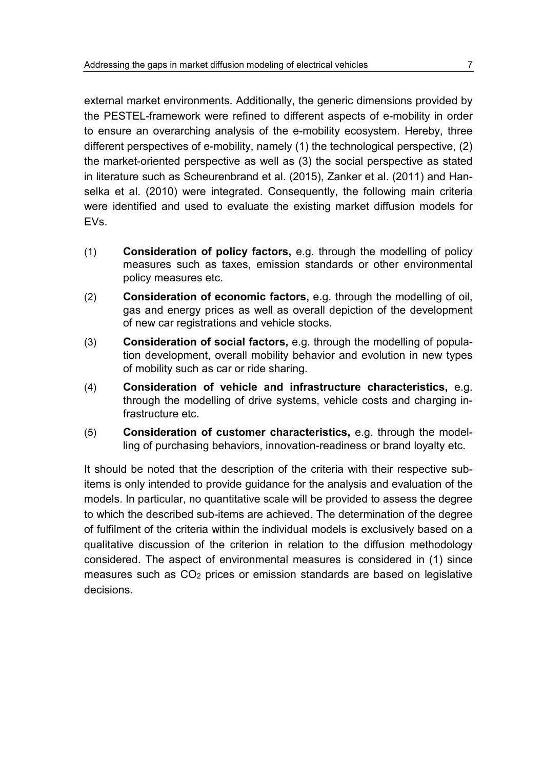external market environments. Additionally, the generic dimensions provided by the PESTEL-framework were refined to different aspects of e-mobility in order to ensure an overarching analysis of the e-mobility ecosystem. Hereby, three different perspectives of e-mobility, namely (1) the technological perspective, (2) the market-oriented perspective as well as (3) the social perspective as stated in literature such as Scheurenbrand et al. (2015), Zanker et al. (2011) and Hanselka et al. (2010) were integrated. Consequently, the following main criteria were identified and used to evaluate the existing market diffusion models for EVs.

(1) **Consideration of policy factors,** e.g. through the modelling of policy measures such as taxes, emission standards or other environmental policy measures etc.

(2) **Consideration of economic factors,** e.g. through the modelling of oil, gas and energy prices as well as overall depiction of the development of new car registrations and vehicle stocks.

(3) **Consideration of social factors,** e.g. through the modelling of population development, overall mobility behavior and evolution in new types of mobility such as car or ride sharing.

(4) **Consideration of vehicle and infrastructure characteristics,** e.g. through the modelling of drive systems, vehicle costs and charging infrastructure etc.

(5) **Consideration of customer characteristics,** e.g. through the modelling of purchasing behaviors, innovation-readiness or brand loyalty etc.

It should be noted that the description of the criteria with their respective sub-items is only intended to provide guidance for the analysis and evaluation of the models. In particular, no quantitative scale will be provided to assess the degree to which the described sub-items are achieved. The determination of the degree of fulfilment of the criteria within the individual models is exclusively based on a qualitative discussion of the criterion in relation to the diffusion methodology considered. The aspect of environmental measures is considered in (1) since measures such as $CO_2$ prices or emission standards are based on legislative decisions.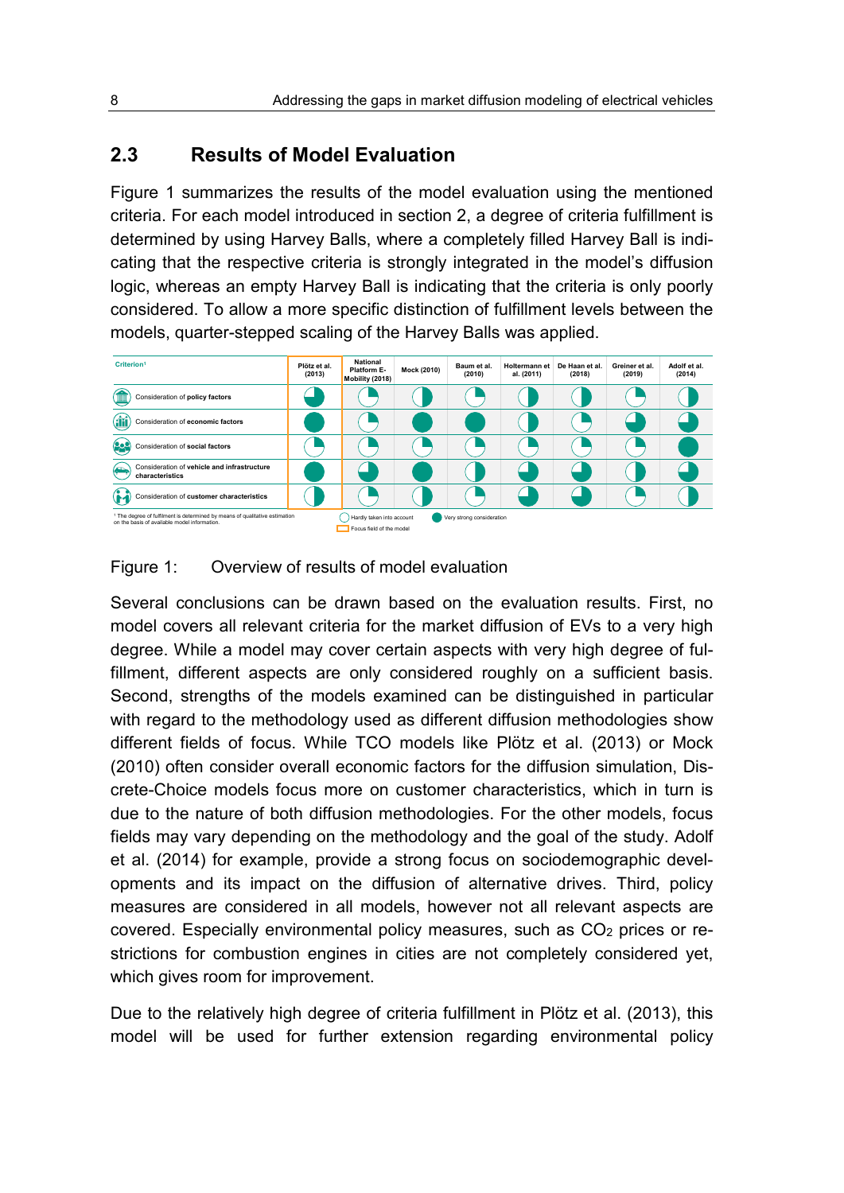## 2.3 Results of Model Evaluation

Figure 1 summarizes the results of the model evaluation using the mentioned criteria. For each model introduced in section 2, a degree of criteria fulfillment is determined by using Harvey Balls, where a completely filled Harvey Ball is indicating that the respective criteria is strongly integrated in the model's diffusion logic, whereas an empty Harvey Ball is indicating that the criteria is only poorly considered. To allow a more specific distinction of fulfillment levels between the models, quarter-stepped scaling of the Harvey Balls was applied.

Criterion[1]

Plötz et al. (2013)

National Platform E-Mobility (2018)

Mock (2010)

Baum et al. (2010)

Holtermann et al. (2011)

De Haan et al. (2018)

Greiner et al. (2019)

Adolf et al. (2014)

Consideration of **policy factors**

Consideration of **economic factors**

Consideration of **social factors**

Consideration of **vehicle and infrastructure characteristics**

Consideration of **customer characteristics**

[1] The degree of fulfilment is determined by means of qualitative estimation on the basis of available model information.

Hardly taken into account

Very strong consideration

Focus field of the model

Figure 1: Overview of results of model evaluation

Several conclusions can be drawn based on the evaluation results. First, no model covers all relevant criteria for the market diffusion of EVs to a very high degree. While a model may cover certain aspects with very high degree of fulfillment, different aspects are only considered roughly on a sufficient basis. Second, strengths of the models examined can be distinguished in particular with regard to the methodology used as different diffusion methodologies show different fields of focus. While TCO models like Plötz et al. (2013) or Mock (2010) often consider overall economic factors for the diffusion simulation, Discrete-Choice models focus more on customer characteristics, which in turn is due to the nature of both diffusion methodologies. For the other models, focus fields may vary depending on the methodology and the goal of the study. Adolf et al. (2014) for example, provide a strong focus on sociodemographic developments and its impact on the diffusion of alternative drives. Third, policy measures are considered in all models, however not all relevant aspects are covered. Especially environmental policy measures, such as $CO_2$ prices or restrictions for combustion engines in cities are not completely considered yet, which gives room for improvement.

Due to the relatively high degree of criteria fulfillment in Plötz et al. (2013), this model will be used for further extension regarding environmental policy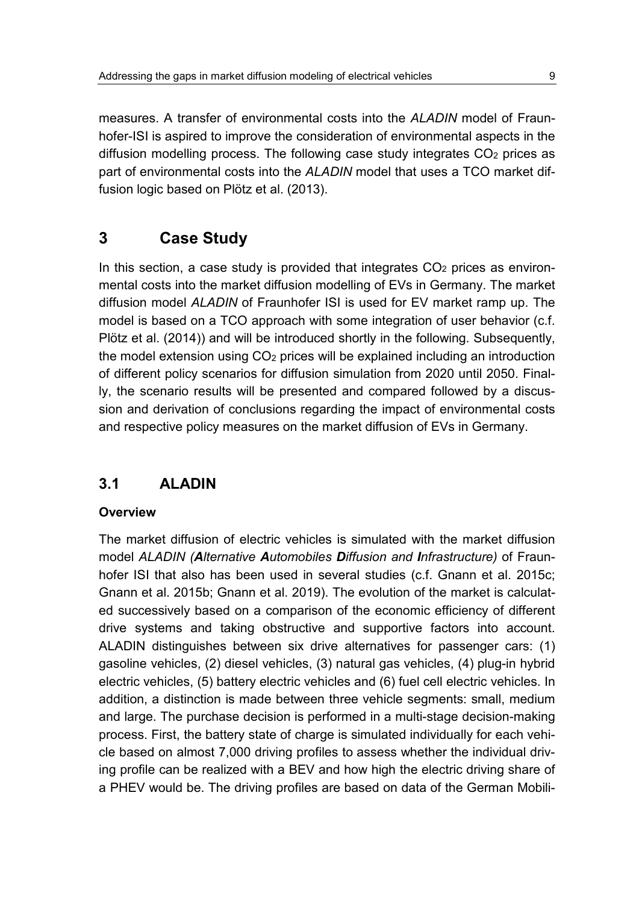measures. A transfer of environmental costs into the *ALADIN* model of Fraunhofer-ISI is aspired to improve the consideration of environmental aspects in the diffusion modelling process. The following case study integrates $CO_2$ prices as part of environmental costs into the *ALADIN* model that uses a TCO market diffusion logic based on Plötz et al. (2013).

# 3 Case Study

In this section, a case study is provided that integrates $CO_2$ prices as environmental costs into the market diffusion modelling of EVs in Germany. The market diffusion model *ALADIN* of Fraunhofer ISI is used for EV market ramp up. The model is based on a TCO approach with some integration of user behavior (c.f. Plötz et al. (2014)) and will be introduced shortly in the following. Subsequently, the model extension using $CO_2$ prices will be explained including an introduction of different policy scenarios for diffusion simulation from 2020 until 2050. Finally, the scenario results will be presented and compared followed by a discussion and derivation of conclusions regarding the impact of environmental costs and respective policy measures on the market diffusion of EVs in Germany.

## 3.1 ALADIN

**Overview**

The market diffusion of electric vehicles is simulated with the market diffusion model *ALADIN (**A**lternative **A**utomobiles **D**iffusion and **In**frastructure)* of Fraunhofer ISI that also has been used in several studies (c.f. Gnann et al. 2015c; Gnann et al. 2015b; Gnann et al. 2019). The evolution of the market is calculated successively based on a comparison of the economic efficiency of different drive systems and taking obstructive and supportive factors into account. ALADIN distinguishes between six drive alternatives for passenger cars: (1) gasoline vehicles, (2) diesel vehicles, (3) natural gas vehicles, (4) plug-in hybrid electric vehicles, (5) battery electric vehicles and (6) fuel cell electric vehicles. In addition, a distinction is made between three vehicle segments: small, medium and large. The purchase decision is performed in a multi-stage decision-making process. First, the battery state of charge is simulated individually for each vehicle based on almost 7,000 driving profiles to assess whether the individual driving profile can be realized with a BEV and how high the electric driving share of a PHEV would be. The driving profiles are based on data of the German Mobili-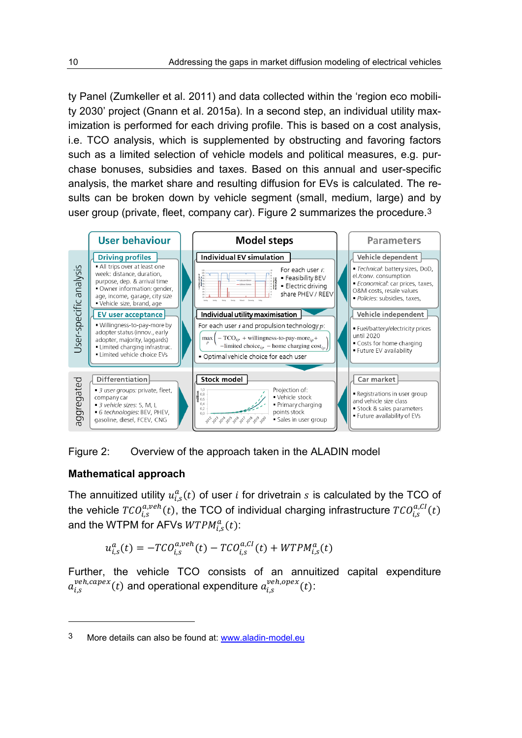ty Panel (Zumkeller et al. 2011) and data collected within the 'region eco mobility 2030' project (Gnann et al. 2015a). In a second step, an individual utility maximization is performed for each driving profile. This is based on a cost analysis, i.e. TCO analysis, which is supplemented by obstructing and favoring factors such as a limited selection of vehicle models and political measures, e.g. purchase bonuses, subsidies and taxes. Based on this annual and user-specific analysis, the market share and resulting diffusion for EVs is calculated. The results can be broken down by vehicle segment (small, medium, large) and by user group (private, fleet, company car). Figure 2 summarizes the procedure.[3]

User behaviour

Model steps

Parameters

User-specific analysis

Driving profiles
- All trips over at least one week: distance, duration, purpose, dep. & arrival time
- Owner information: gender, age, income, garage, city size
- Vehicle size, brand, age

Individual EV simulation

For each user $i$:
- Feasibility BEV
- Electric driving share PHEV / REEV

Vehicle dependent
- *Technical*: battery sizes, DoD, el./conv. consumption
- *Economical*: car prices, taxes, O&M costs, resale values
- *Policies*: subsidies, taxes,

EV user acceptance
- Willingness-to-pay-more by adopter status (innov., early adopter, majority, laggards)
- Limited charging infrastruc.
- Limited vehicle choice EVs

Individual utility maximisation

For each user $i$ and propulsion technology $p$:

$$\max_p \left( \begin{array}{c} -\text{TCO}_{ip} + \text{willingness-to-pay-more}_{ip} + \\ -\text{limited choice}_{ip} - \text{home charging cost}_{ip} \end{array} \right)$$

- Optimal vehicle choice for each user

Vehicle independent
- Fuel/battery/electricity prices until 2020
- Costs for home charging
- Future EV availability

aggregated

Differentiation
- *3 user groups*: private, fleet, company car
- *3 vehicle sizes*: S, M, L
- *6 technologies*: BEV, PHEV, gasoline, diesel, FCEV, CNG

Stock model

million

1,0
0,8
0,6
0,4
0,2
0,0

2012 2013 2014 2015 2016 2017 2018 2019 2020

Projection of:
- Vehicle stock
- Primary charging points stock
- Sales in user group

Car market
- Registrations in user group and vehicle size class
- Stock & sales parameters
- Future availability of EVs

Figure 2: Overview of the approach taken in the ALADIN model

**Mathematical approach**

The annuitized utility $u^a_{i,s}(t)$ of user $i$ for drivetrain $s$ is calculated by the TCO of the vehicle $TCO^{a,veh}_{i,s}(t)$, the TCO of individual charging infrastructure $TCO^{a,CI}_{i,s}(t)$ and the WTPM for AFVs $WTPM^a_{i,s}(t)$:

$$u^a_{i,s}(t) = -TCO^{a,veh}_{i,s}(t) - TCO^{a,CI}_{i,s}(t) + WTPM^a_{i,s}(t)$$

Further, the vehicle TCO consists of an annuitized capital expenditure $a^{veh,capex}_{i,s}(t)$ and operational expenditure $a^{veh,opex}_{i,s}(t)$:

[3] More details can also be found at: www.aladin-model.eu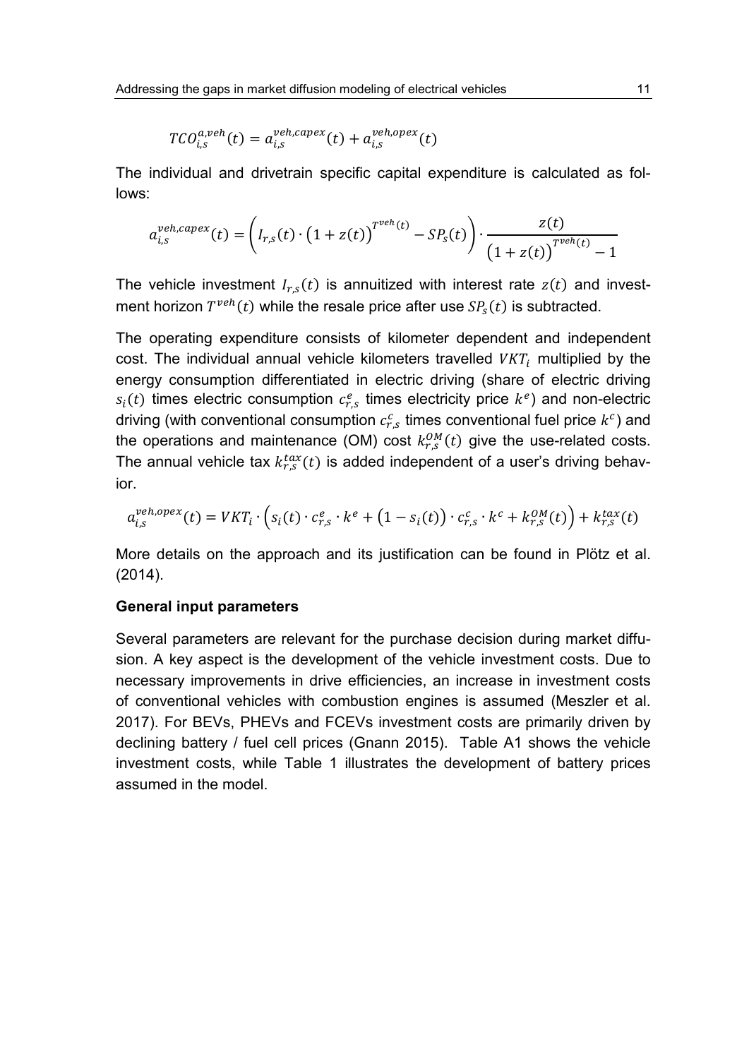$$TCO_{i,s}^{a,veh}(t) = a_{i,s}^{veh,capex}(t) + a_{i,s}^{veh,opex}(t)$$

The individual and drivetrain specific capital expenditure is calculated as follows:

$$a_{i,s}^{veh,capex}(t) = \left( I_{r,s}(t) \cdot \left(1 + z(t)\right)^{T^{veh}(t)} - SP_s(t) \right) \cdot \frac{z(t)}{\left(1 + z(t)\right)^{T^{veh}(t)} - 1}$$

The vehicle investment $I_{r,s}(t)$ is annuitized with interest rate $z(t)$ and investment horizon $T^{veh}(t)$ while the resale price after use $SP_s(t)$ is subtracted.

The operating expenditure consists of kilometer dependent and independent cost. The individual annual vehicle kilometers travelled $VKT_i$ multiplied by the energy consumption differentiated in electric driving (share of electric driving $s_i(t)$ times electric consumption $c_{r,s}^{e}$ times electricity price $k^{e}$) and non-electric driving (with conventional consumption $c_{r,s}^{c}$ times conventional fuel price $k^{c}$) and the operations and maintenance (OM) cost $k_{r,s}^{OM}(t)$ give the use-related costs. The annual vehicle tax $k_{r,s}^{tax}(t)$ is added independent of a user's driving behavior.

$$a_{i,s}^{veh,opex}(t) = VKT_i \cdot \left( s_i(t) \cdot c_{r,s}^{e} \cdot k^{e} + \left(1 - s_i(t)\right) \cdot c_{r,s}^{c} \cdot k^{c} + k_{r,s}^{OM}(t) \right) + k_{r,s}^{tax}(t)$$

More details on the approach and its justification can be found in Plötz et al. (2014).

**General input parameters**

Several parameters are relevant for the purchase decision during market diffusion. A key aspect is the development of the vehicle investment costs. Due to necessary improvements in drive efficiencies, an increase in investment costs of conventional vehicles with combustion engines is assumed (Meszler et al. 2017). For BEVs, PHEVs and FCEVs investment costs are primarily driven by declining battery / fuel cell prices (Gnann 2015). Table A1 shows the vehicle investment costs, while Table 1 illustrates the development of battery prices assumed in the model.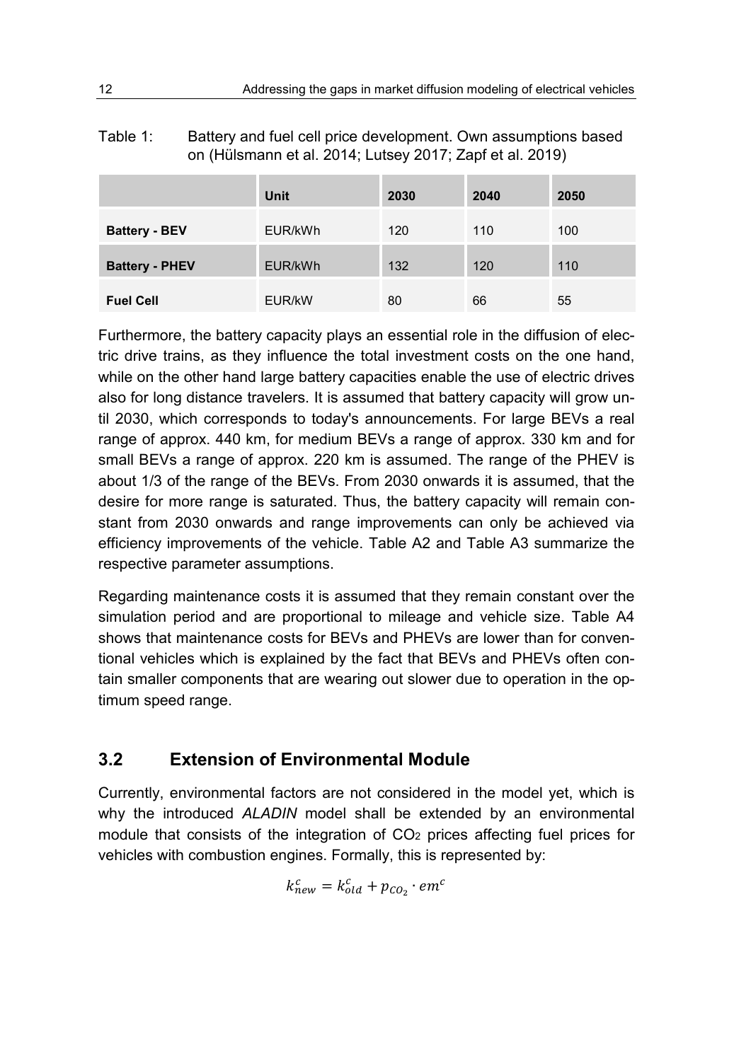Table 1: Battery and fuel cell price development. Own assumptions based on (Hülsmann et al. 2014; Lutsey 2017; Zapf et al. 2019)

| | Unit | 2030 | 2040 | 2050 |
|---|---|---|---|---|
| **Battery - BEV** | EUR/kWh | 120 | 110 | 100 |
| **Battery - PHEV** | EUR/kWh | 132 | 120 | 110 |
| **Fuel Cell** | EUR/kW | 80 | 66 | 55 |

Furthermore, the battery capacity plays an essential role in the diffusion of electric drive trains, as they influence the total investment costs on the one hand, while on the other hand large battery capacities enable the use of electric drives also for long distance travelers. It is assumed that battery capacity will grow until 2030, which corresponds to today's announcements. For large BEVs a real range of approx. 440 km, for medium BEVs a range of approx. 330 km and for small BEVs a range of approx. 220 km is assumed. The range of the PHEV is about 1/3 of the range of the BEVs. From 2030 onwards it is assumed, that the desire for more range is saturated. Thus, the battery capacity will remain constant from 2030 onwards and range improvements can only be achieved via efficiency improvements of the vehicle. Table A2 and Table A3 summarize the respective parameter assumptions.

Regarding maintenance costs it is assumed that they remain constant over the simulation period and are proportional to mileage and vehicle size. Table A4 shows that maintenance costs for BEVs and PHEVs are lower than for conventional vehicles which is explained by the fact that BEVs and PHEVs often contain smaller components that are wearing out slower due to operation in the optimum speed range.

## 3.2 Extension of Environmental Module

Currently, environmental factors are not considered in the model yet, which is why the introduced *ALADIN* model shall be extended by an environmental module that consists of the integration of $CO_2$ prices affecting fuel prices for vehicles with combustion engines. Formally, this is represented by:

$$k_{new}^{c} = k_{old}^{c} + p_{CO_2} \cdot em^{c}$$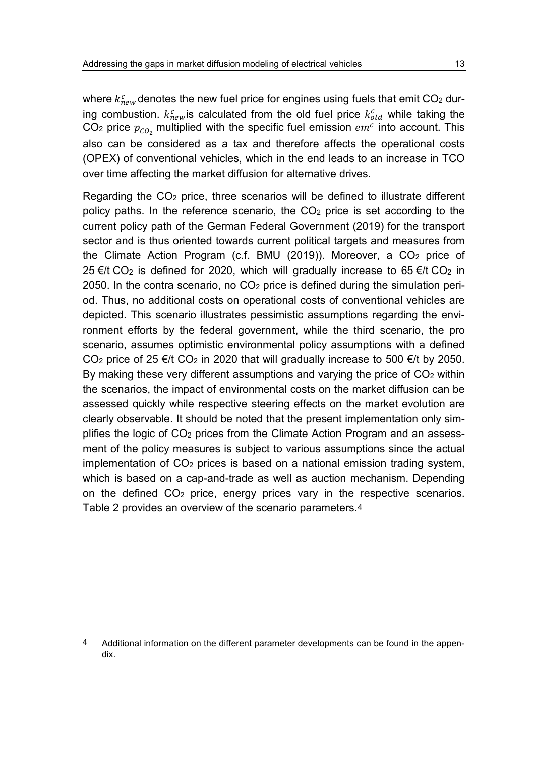where $k^{c}_{new}$ denotes the new fuel price for engines using fuels that emit $CO_2$ during combustion. $k^{c}_{new}$ is calculated from the old fuel price $k^{c}_{old}$ while taking the $CO_2$ price $p_{CO_2}$ multiplied with the specific fuel emission $em^{c}$ into account. This also can be considered as a tax and therefore affects the operational costs (OPEX) of conventional vehicles, which in the end leads to an increase in TCO over time affecting the market diffusion for alternative drives.

Regarding the $CO_2$ price, three scenarios will be defined to illustrate different policy paths. In the reference scenario, the $CO_2$ price is set according to the current policy path of the German Federal Government (2019) for the transport sector and is thus oriented towards current political targets and measures from the Climate Action Program (c.f. BMU (2019)). Moreover, a $CO_2$ price of 25 €/t $CO_2$ is defined for 2020, which will gradually increase to 65 €/t $CO_2$ in 2050. In the contra scenario, no $CO_2$ price is defined during the simulation period. Thus, no additional costs on operational costs of conventional vehicles are depicted. This scenario illustrates pessimistic assumptions regarding the environment efforts by the federal government, while the third scenario, the pro scenario, assumes optimistic environmental policy assumptions with a defined $CO_2$ price of 25 €/t $CO_2$ in 2020 that will gradually increase to 500 €/t by 2050. By making these very different assumptions and varying the price of $CO_2$ within the scenarios, the impact of environmental costs on the market diffusion can be assessed quickly while respective steering effects on the market evolution are clearly observable. It should be noted that the present implementation only simplifies the logic of $CO_2$ prices from the Climate Action Program and an assessment of the policy measures is subject to various assumptions since the actual implementation of $CO_2$ prices is based on a national emission trading system, which is based on a cap-and-trade as well as auction mechanism. Depending on the defined $CO_2$ price, energy prices vary in the respective scenarios. Table 2 provides an overview of the scenario parameters.[4]

[4] Additional information on the different parameter developments can be found in the appendix.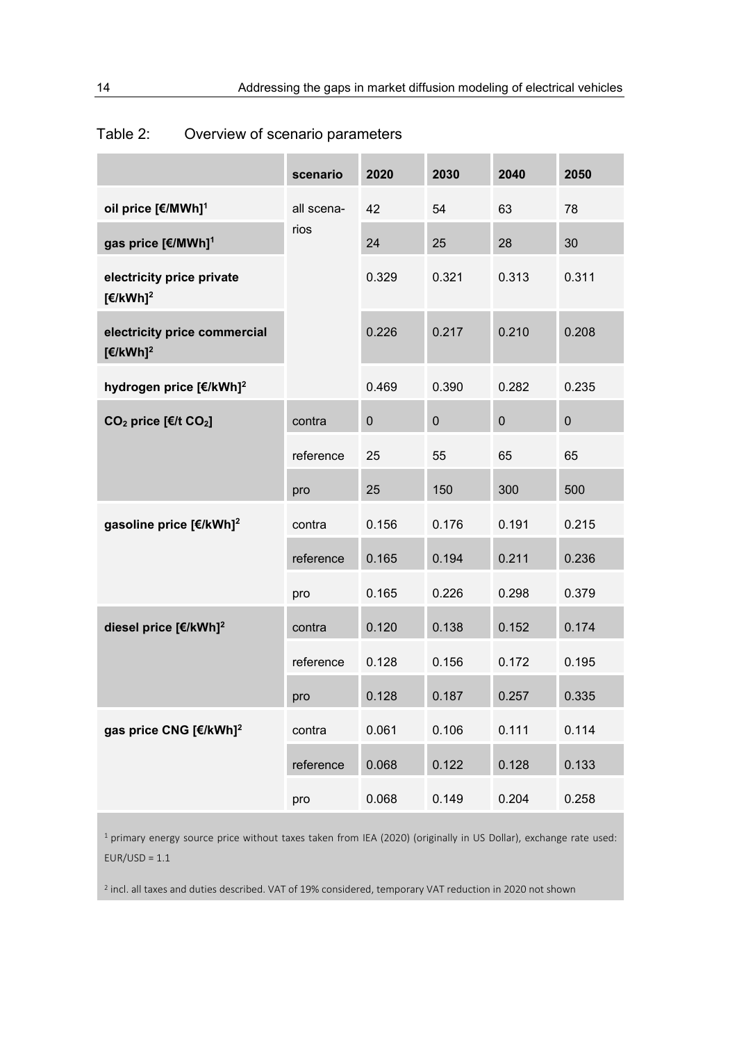Table 2: Overview of scenario parameters

| | scenario | 2020 | 2030 | 2040 | 2050 |
|---|---|---|---|---|---|
| **oil price [€/MWh][1]** | all scenarios | 42 | 54 | 63 | 78 |
| **gas price [€/MWh][1]** | | 24 | 25 | 28 | 30 |
| **electricity price private [€/kWh][2]** | | 0.329 | 0.321 | 0.313 | 0.311 |
| **electricity price commercial [€/kWh][2]** | | 0.226 | 0.217 | 0.210 | 0.208 |
| **hydrogen price [€/kWh][2]** | | 0.469 | 0.390 | 0.282 | 0.235 |
| **$CO_2$ price [€/t $CO_2$]** | contra | 0 | 0 | 0 | 0 |
| | reference | 25 | 55 | 65 | 65 |
| | pro | 25 | 150 | 300 | 500 |
| **gasoline price [€/kWh][2]** | contra | 0.156 | 0.176 | 0.191 | 0.215 |
| | reference | 0.165 | 0.194 | 0.211 | 0.236 |
| | pro | 0.165 | 0.226 | 0.298 | 0.379 |
| **diesel price [€/kWh][2]** | contra | 0.120 | 0.138 | 0.152 | 0.174 |
| | reference | 0.128 | 0.156 | 0.172 | 0.195 |
| | pro | 0.128 | 0.187 | 0.257 | 0.335 |
| **gas price CNG [€/kWh][2]** | contra | 0.061 | 0.106 | 0.111 | 0.114 |
| | reference | 0.068 | 0.122 | 0.128 | 0.133 |
| | pro | 0.068 | 0.149 | 0.204 | 0.258 |

[1] primary energy source price without taxes taken from IEA (2020) (originally in US Dollar), exchange rate used: EUR/USD = 1.1

[2] incl. all taxes and duties described. VAT of 19% considered, temporary VAT reduction in 2020 not shown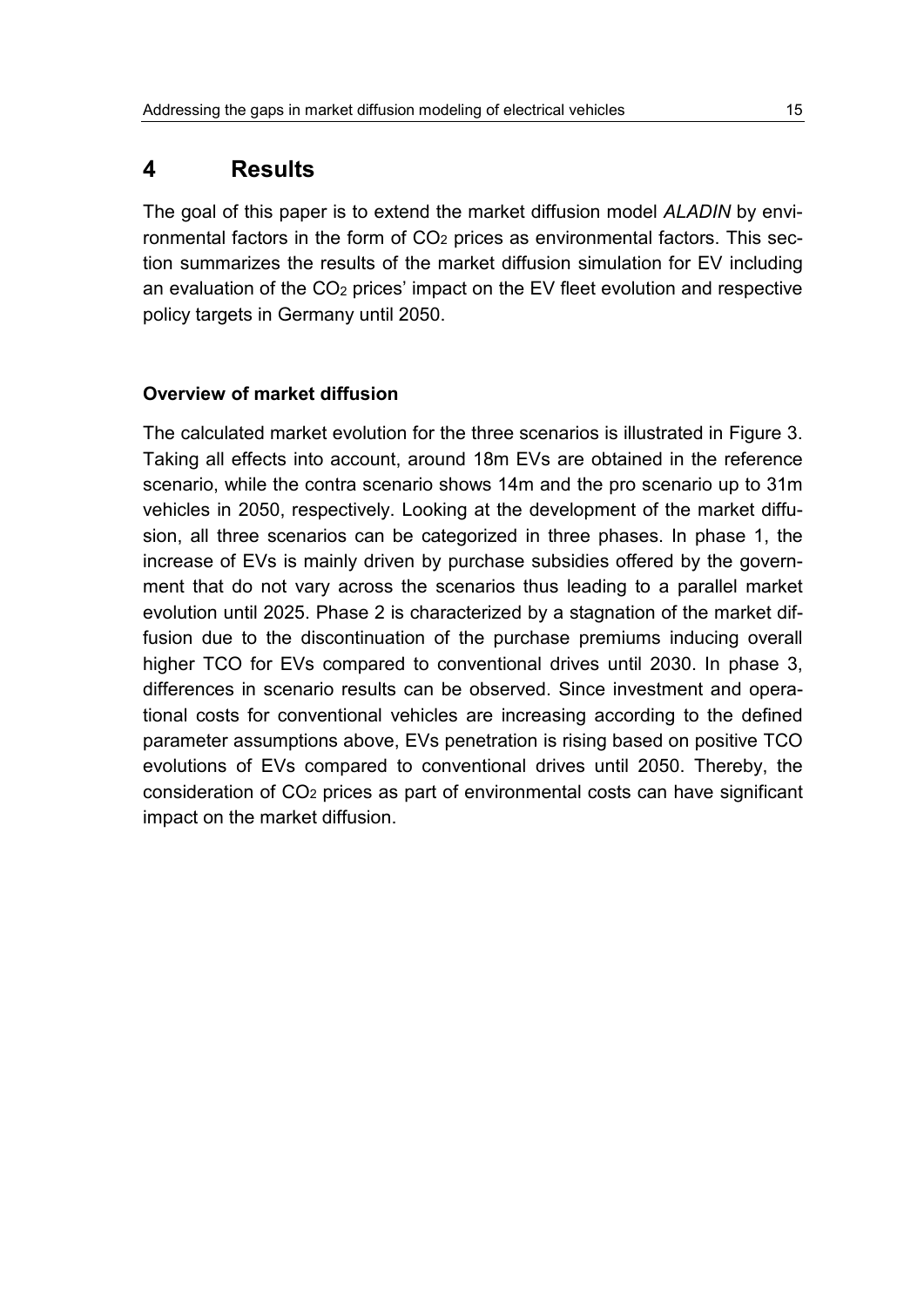# 4 Results

The goal of this paper is to extend the market diffusion model *ALADIN* by environmental factors in the form of $CO_2$ prices as environmental factors. This section summarizes the results of the market diffusion simulation for EV including an evaluation of the $CO_2$ prices' impact on the EV fleet evolution and respective policy targets in Germany until 2050.

**Overview of market diffusion**

The calculated market evolution for the three scenarios is illustrated in Figure 3. Taking all effects into account, around 18m EVs are obtained in the reference scenario, while the contra scenario shows 14m and the pro scenario up to 31m vehicles in 2050, respectively. Looking at the development of the market diffusion, all three scenarios can be categorized in three phases. In phase 1, the increase of EVs is mainly driven by purchase subsidies offered by the government that do not vary across the scenarios thus leading to a parallel market evolution until 2025. Phase 2 is characterized by a stagnation of the market diffusion due to the discontinuation of the purchase premiums inducing overall higher TCO for EVs compared to conventional drives until 2030. In phase 3, differences in scenario results can be observed. Since investment and operational costs for conventional vehicles are increasing according to the defined parameter assumptions above, EVs penetration is rising based on positive TCO evolutions of EVs compared to conventional drives until 2050. Thereby, the consideration of $CO_2$ prices as part of environmental costs can have significant impact on the market diffusion.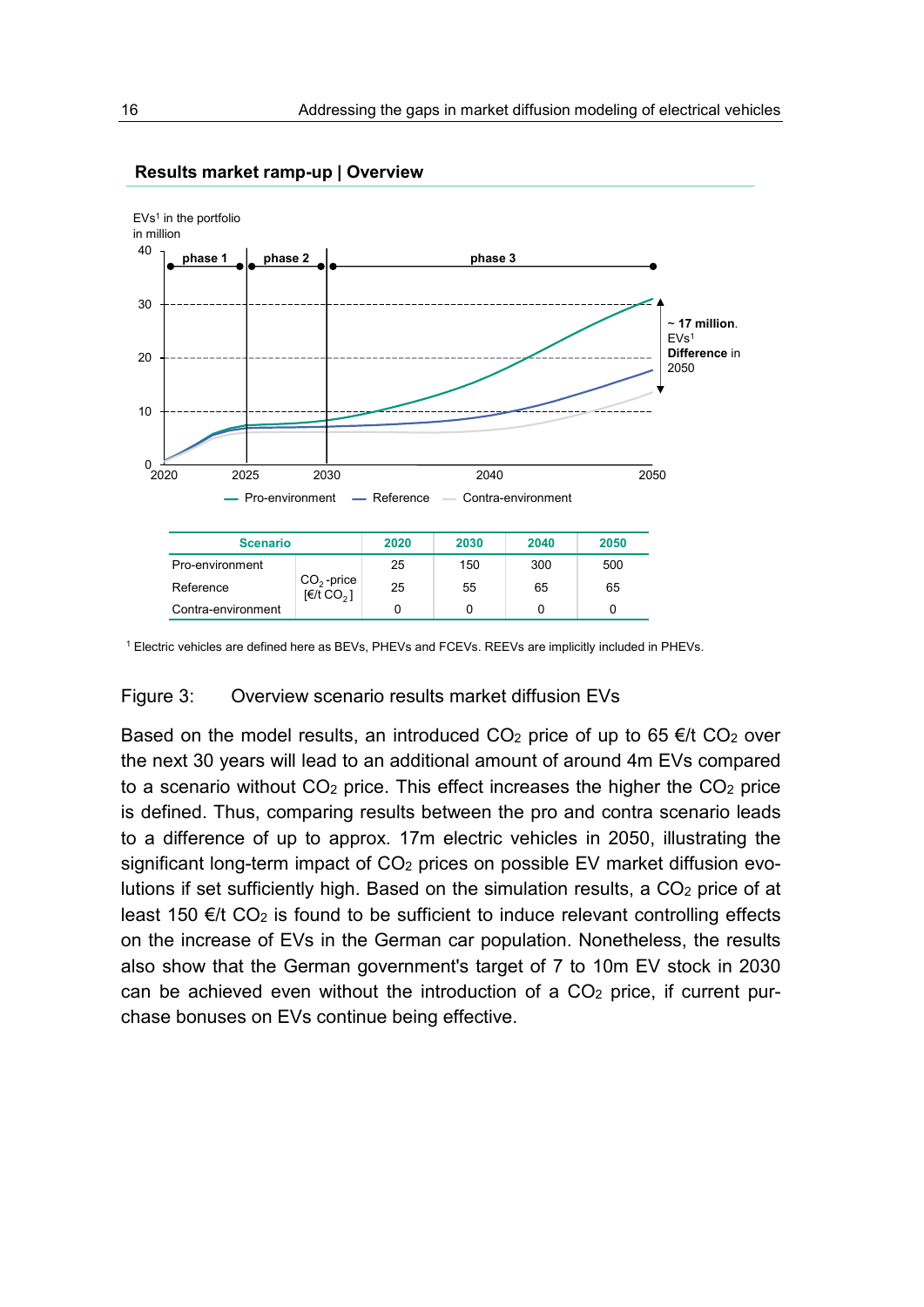**Results market ramp-up | Overview**

EVs[1] in the portfolio
in million

40
30
20
10
0

phase 1
phase 2
phase 3

2020
2025
2030
2040
2050

~ **17 million**.
EVs[1]
**Difference** in
2050

Pro-environment
Reference
Contra-environment

| Scenario | | 2020 | 2030 | 2040 | 2050 |
|---|---|---|---|---|---|
| Pro-environment | $CO_2$-price [€/t $CO_2$] | 25 | 150 | 300 | 500 |
| Reference | | 25 | 55 | 65 | 65 |
| Contra-environment | | 0 | 0 | 0 | 0 |

[1] Electric vehicles are defined here as BEVs, PHEVs and FCEVs. REEVs are implicitly included in PHEVs.

Figure 3: Overview scenario results market diffusion EVs

Based on the model results, an introduced $CO_2$ price of up to 65 €/t $CO_2$ over the next 30 years will lead to an additional amount of around 4m EVs compared to a scenario without $CO_2$ price. This effect increases the higher the $CO_2$ price is defined. Thus, comparing results between the pro and contra scenario leads to a difference of up to approx. 17m electric vehicles in 2050, illustrating the significant long-term impact of $CO_2$ prices on possible EV market diffusion evolutions if set sufficiently high. Based on the simulation results, a $CO_2$ price of at least 150 €/t $CO_2$ is found to be sufficient to induce relevant controlling effects on the increase of EVs in the German car population. Nonetheless, the results also show that the German government's target of 7 to 10m EV stock in 2030 can be achieved even without the introduction of a $CO_2$ price, if current purchase bonuses on EVs continue being effective.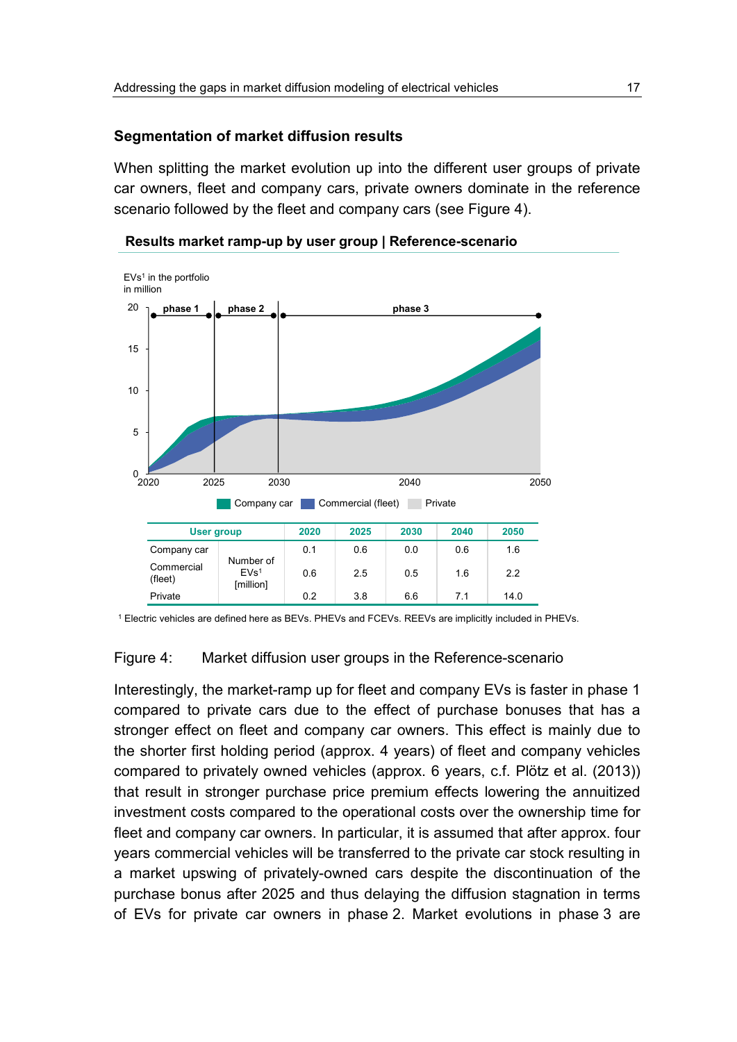### Segmentation of market diffusion results

When splitting the market evolution up into the different user groups of private car owners, fleet and company cars, private owners dominate in the reference scenario followed by the fleet and company cars (see Figure 4).

**Results market ramp-up by user group | Reference-scenario**

EVs¹ in the portfolio in million

20
15
10
5
0

phase 1
phase 2
phase 3

2020
2025
2030
2040
2050

Company car
Commercial (fleet)
Private

| User group | | 2020 | 2025 | 2030 | 2040 | 2050 |
|---|---|---|---|---|---|---|
| Company car | Number of EVs¹ [million] | 0.1 | 0.6 | 0.0 | 0.6 | 1.6 |
| Commercial (fleet) | | 0.6 | 2.5 | 0.5 | 1.6 | 2.2 |
| Private | | 0.2 | 3.8 | 6.6 | 7.1 | 14.0 |

[1] Electric vehicles are defined here as BEVs. PHEVs and FCEVs. REEVs are implicitly included in PHEVs.

Figure 4: Market diffusion user groups in the Reference-scenario

Interestingly, the market-ramp up for fleet and company EVs is faster in phase 1 compared to private cars due to the effect of purchase bonuses that has a stronger effect on fleet and company car owners. This effect is mainly due to the shorter first holding period (approx. 4 years) of fleet and company vehicles compared to privately owned vehicles (approx. 6 years, c.f. Plötz et al. (2013)) that result in stronger purchase price premium effects lowering the annuitized investment costs compared to the operational costs over the ownership time for fleet and company car owners. In particular, it is assumed that after approx. four years commercial vehicles will be transferred to the private car stock resulting in a market upswing of privately-owned cars despite the discontinuation of the purchase bonus after 2025 and thus delaying the diffusion stagnation in terms of EVs for private car owners in phase 2. Market evolutions in phase 3 are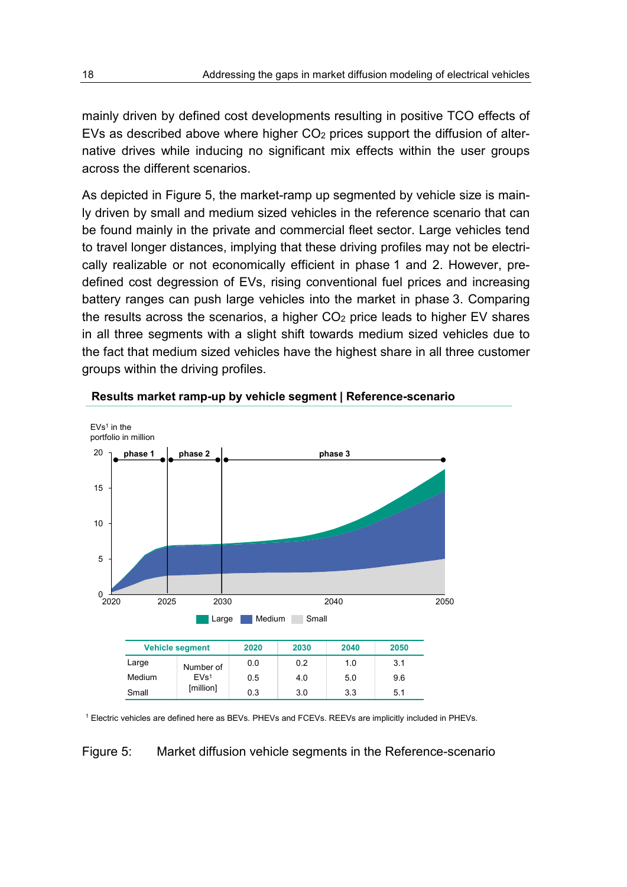mainly driven by defined cost developments resulting in positive TCO effects of EVs as described above where higher $CO_2$ prices support the diffusion of alternative drives while inducing no significant mix effects within the user groups across the different scenarios.

As depicted in Figure 5, the market-ramp up segmented by vehicle size is mainly driven by small and medium sized vehicles in the reference scenario that can be found mainly in the private and commercial fleet sector. Large vehicles tend to travel longer distances, implying that these driving profiles may not be electrically realizable or not economically efficient in phase 1 and 2. However, predefined cost degression of EVs, rising conventional fuel prices and increasing battery ranges can push large vehicles into the market in phase 3. Comparing the results across the scenarios, a higher $CO_2$ price leads to higher EV shares in all three segments with a slight shift towards medium sized vehicles due to the fact that medium sized vehicles have the highest share in all three customer groups within the driving profiles.

**Results market ramp-up by vehicle segment | Reference-scenario**

EVs[1] in the portfolio in million

20
15
10
5
0

phase 1
phase 2
phase 3

2020
2025
2030
2040
2050

Large
Medium
Small

| Vehicle segment | | 2020 | 2030 | 2040 | 2050 |
|---|---|---|---|---|---|
| Large | Number of EVs[1] [million] | 0.0 | 0.2 | 1.0 | 3.1 |
| Medium | | 0.5 | 4.0 | 5.0 | 9.6 |
| Small | | 0.3 | 3.0 | 3.3 | 5.1 |

[1] Electric vehicles are defined here as BEVs. PHEVs and FCEVs. REEVs are implicitly included in PHEVs.

Figure 5: Market diffusion vehicle segments in the Reference-scenario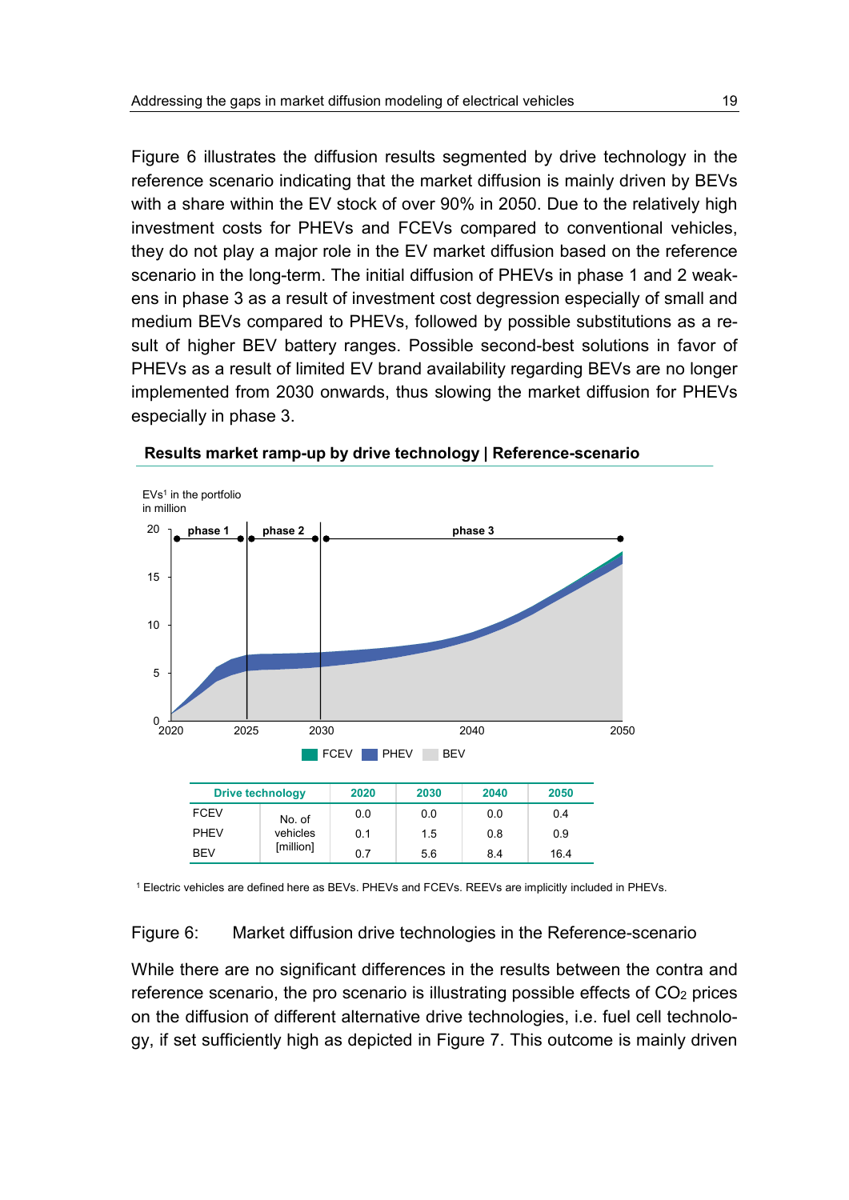Figure 6 illustrates the diffusion results segmented by drive technology in the reference scenario indicating that the market diffusion is mainly driven by BEVs with a share within the EV stock of over 90% in 2050. Due to the relatively high investment costs for PHEVs and FCEVs compared to conventional vehicles, they do not play a major role in the EV market diffusion based on the reference scenario in the long-term. The initial diffusion of PHEVs in phase 1 and 2 weakens in phase 3 as a result of investment cost degression especially of small and medium BEVs compared to PHEVs, followed by possible substitutions as a result of higher BEV battery ranges. Possible second-best solutions in favor of PHEVs as a result of limited EV brand availability regarding BEVs are no longer implemented from 2030 onwards, thus slowing the market diffusion for PHEVs especially in phase 3.

**Results market ramp-up by drive technology | Reference-scenario**

EVs[1] in the portfolio
in million

20
15
10
5
0

phase 1
phase 2
phase 3

2020
2025
2030
2040
2050

FCEV
PHEV
BEV

| Drive technology | | 2020 | 2030 | 2040 | 2050 |
|---|---|---|---|---|---|
| FCEV | No. of vehicles [million] | 0.0 | 0.0 | 0.0 | 0.4 |
| PHEV | | 0.1 | 1.5 | 0.8 | 0.9 |
| BEV | | 0.7 | 5.6 | 8.4 | 16.4 |

[1] Electric vehicles are defined here as BEVs. PHEVs and FCEVs. REEVs are implicitly included in PHEVs.

Figure 6: Market diffusion drive technologies in the Reference-scenario

While there are no significant differences in the results between the contra and reference scenario, the pro scenario is illustrating possible effects of $CO_2$ prices on the diffusion of different alternative drive technologies, i.e. fuel cell technology, if set sufficiently high as depicted in Figure 7. This outcome is mainly driven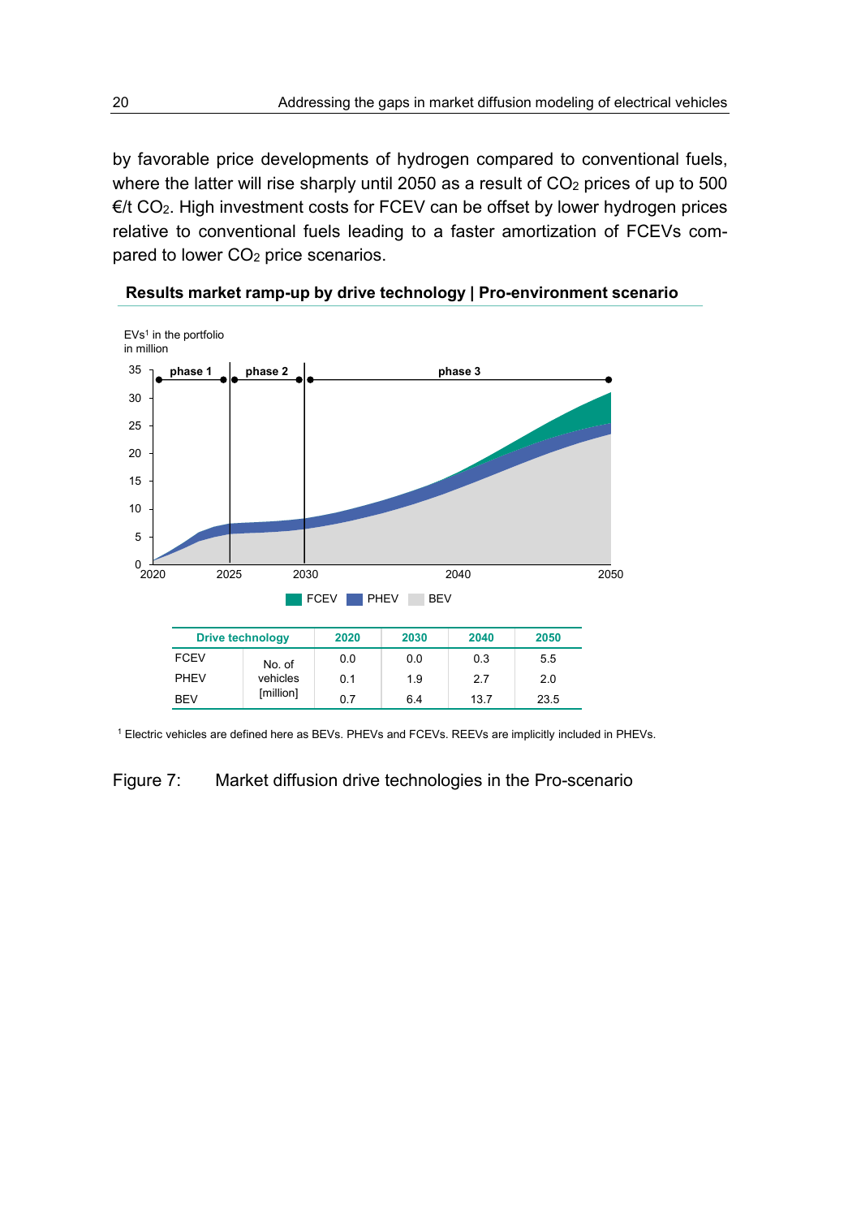by favorable price developments of hydrogen compared to conventional fuels, where the latter will rise sharply until 2050 as a result of $CO_2$ prices of up to 500 €/t $CO_2$. High investment costs for FCEV can be offset by lower hydrogen prices relative to conventional fuels leading to a faster amortization of FCEVs compared to lower $CO_2$ price scenarios.

**Results market ramp-up by drive technology | Pro-environment scenario**

EVs[1] in the portfolio in million

| Drive technology | | 2020 | 2030 | 2040 | 2050 |
|---|---|---|---|---|---|
| FCEV | No. of vehicles [million] | 0.0 | 0.0 | 0.3 | 5.5 |
| PHEV | | 0.1 | 1.9 | 2.7 | 2.0 |
| BEV | | 0.7 | 6.4 | 13.7 | 23.5 |

[1] Electric vehicles are defined here as BEVs. PHEVs and FCEVs. REEVs are implicitly included in PHEVs.

Figure 7: Market diffusion drive technologies in the Pro-scenario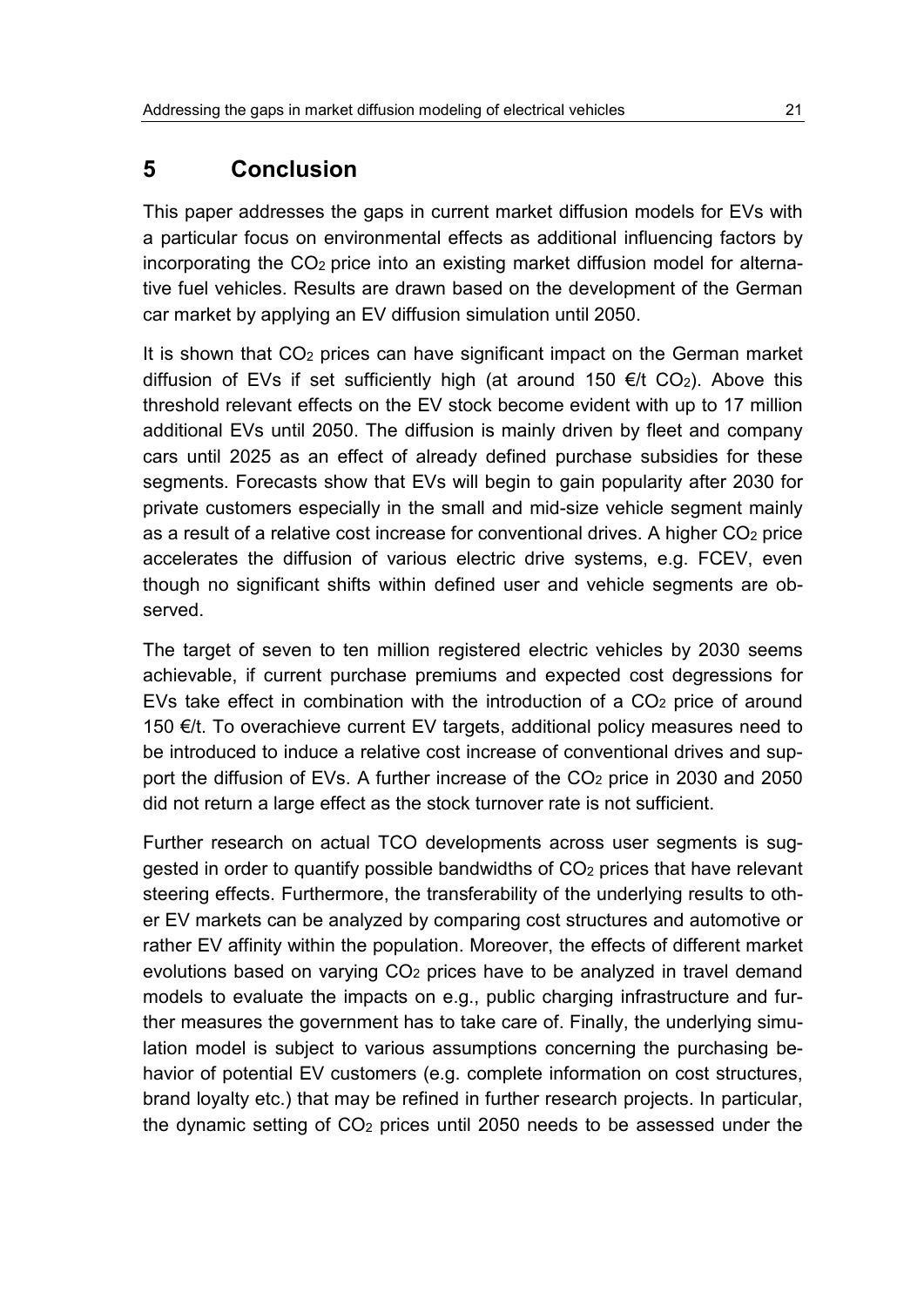# 5 Conclusion

This paper addresses the gaps in current market diffusion models for EVs with a particular focus on environmental effects as additional influencing factors by incorporating the $CO_2$ price into an existing market diffusion model for alternative fuel vehicles. Results are drawn based on the development of the German car market by applying an EV diffusion simulation until 2050.

It is shown that $CO_2$ prices can have significant impact on the German market diffusion of EVs if set sufficiently high (at around 150 €/t $CO_2$). Above this threshold relevant effects on the EV stock become evident with up to 17 million additional EVs until 2050. The diffusion is mainly driven by fleet and company cars until 2025 as an effect of already defined purchase subsidies for these segments. Forecasts show that EVs will begin to gain popularity after 2030 for private customers especially in the small and mid-size vehicle segment mainly as a result of a relative cost increase for conventional drives. A higher $CO_2$ price accelerates the diffusion of various electric drive systems, e.g. FCEV, even though no significant shifts within defined user and vehicle segments are observed.

The target of seven to ten million registered electric vehicles by 2030 seems achievable, if current purchase premiums and expected cost degressions for EVs take effect in combination with the introduction of a $CO_2$ price of around 150 €/t. To overachieve current EV targets, additional policy measures need to be introduced to induce a relative cost increase of conventional drives and support the diffusion of EVs. A further increase of the $CO_2$ price in 2030 and 2050 did not return a large effect as the stock turnover rate is not sufficient.

Further research on actual TCO developments across user segments is suggested in order to quantify possible bandwidths of $CO_2$ prices that have relevant steering effects. Furthermore, the transferability of the underlying results to other EV markets can be analyzed by comparing cost structures and automotive or rather EV affinity within the population. Moreover, the effects of different market evolutions based on varying $CO_2$ prices have to be analyzed in travel demand models to evaluate the impacts on e.g., public charging infrastructure and further measures the government has to take care of. Finally, the underlying simulation model is subject to various assumptions concerning the purchasing behavior of potential EV customers (e.g. complete information on cost structures, brand loyalty etc.) that may be refined in further research projects. In particular, the dynamic setting of $CO_2$ prices until 2050 needs to be assessed under the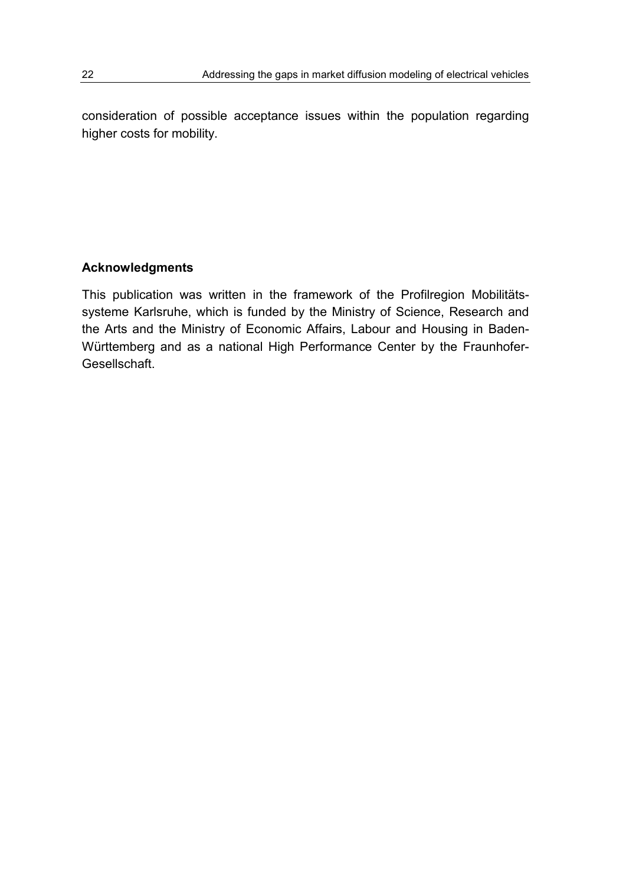consideration of possible acceptance issues within the population regarding higher costs for mobility.

## Acknowledgments

This publication was written in the framework of the Profilregion Mobilitätssysteme Karlsruhe, which is funded by the Ministry of Science, Research and the Arts and the Ministry of Economic Affairs, Labour and Housing in Baden-Württemberg and as a national High Performance Center by the Fraunhofer-Gesellschaft.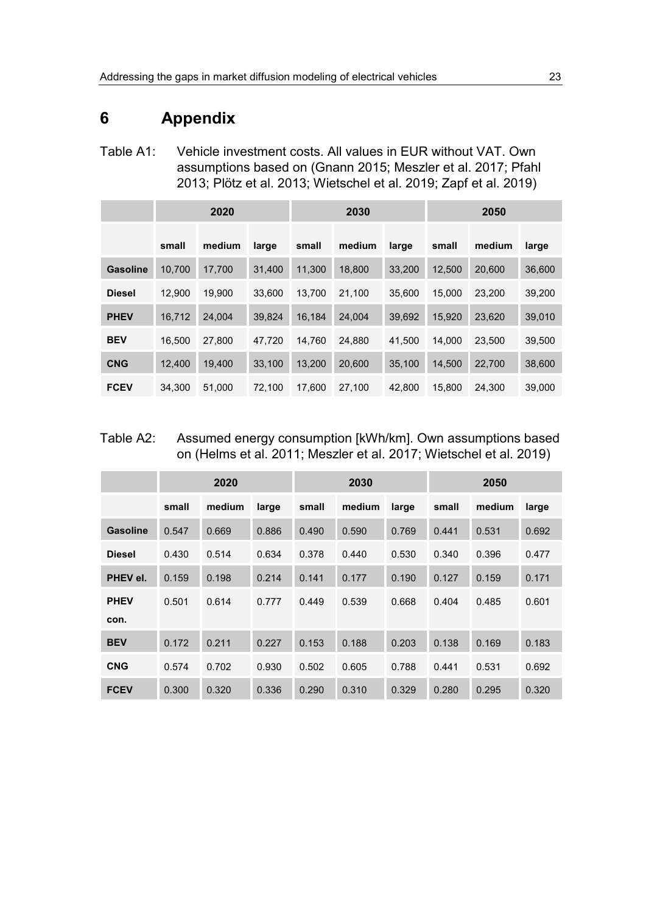# 6 Appendix

Table A1: Vehicle investment costs. All values in EUR without VAT. Own assumptions based on (Gnann 2015; Meszler et al. 2017; Pfahl 2013; Plötz et al. 2013; Wietschel et al. 2019; Zapf et al. 2019)

| | 2020 | | | 2030 | | | 2050 | | |
|---|---|---|---|---|---|---|---|---|---|
| | small | medium | large | small | medium | large | small | medium | large |
| **Gasoline** | 10,700 | 17,700 | 31,400 | 11,300 | 18,800 | 33,200 | 12,500 | 20,600 | 36,600 |
| **Diesel** | 12,900 | 19,900 | 33,600 | 13,700 | 21,100 | 35,600 | 15,000 | 23,200 | 39,200 |
| **PHEV** | 16,712 | 24,004 | 39,824 | 16,184 | 24,004 | 39,692 | 15,920 | 23,620 | 39,010 |
| **BEV** | 16,500 | 27,800 | 47,720 | 14,760 | 24,880 | 41,500 | 14,000 | 23,500 | 39,500 |
| **CNG** | 12,400 | 19,400 | 33,100 | 13,200 | 20,600 | 35,100 | 14,500 | 22,700 | 38,600 |
| **FCEV** | 34,300 | 51,000 | 72,100 | 17,600 | 27,100 | 42,800 | 15,800 | 24,300 | 39,000 |

Table A2: Assumed energy consumption [kWh/km]. Own assumptions based on (Helms et al. 2011; Meszler et al. 2017; Wietschel et al. 2019)

| | 2020 | | | 2030 | | | 2050 | | |
|---|---|---|---|---|---|---|---|---|---|
| | small | medium | large | small | medium | large | small | medium | large |
| **Gasoline** | 0.547 | 0.669 | 0.886 | 0.490 | 0.590 | 0.769 | 0.441 | 0.531 | 0.692 |
| **Diesel** | 0.430 | 0.514 | 0.634 | 0.378 | 0.440 | 0.530 | 0.340 | 0.396 | 0.477 |
| **PHEV el.** | 0.159 | 0.198 | 0.214 | 0.141 | 0.177 | 0.190 | 0.127 | 0.159 | 0.171 |
| **PHEV con.** | 0.501 | 0.614 | 0.777 | 0.449 | 0.539 | 0.668 | 0.404 | 0.485 | 0.601 |
| **BEV** | 0.172 | 0.211 | 0.227 | 0.153 | 0.188 | 0.203 | 0.138 | 0.169 | 0.183 |
| **CNG** | 0.574 | 0.702 | 0.930 | 0.502 | 0.605 | 0.788 | 0.441 | 0.531 | 0.692 |
| **FCEV** | 0.300 | 0.320 | 0.336 | 0.290 | 0.310 | 0.329 | 0.280 | 0.295 | 0.320 |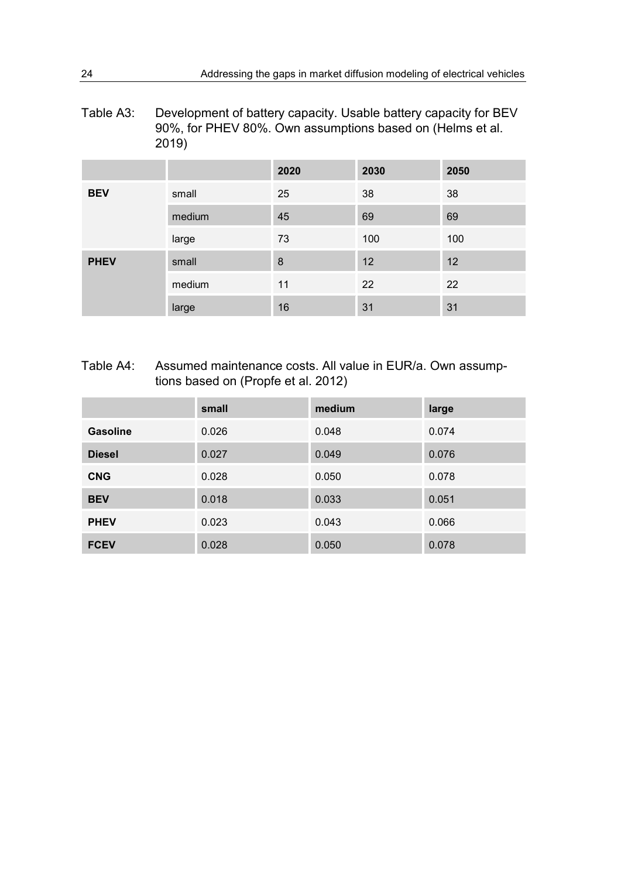Table A3: Development of battery capacity. Usable battery capacity for BEV 90%, for PHEV 80%. Own assumptions based on (Helms et al. 2019)

| | | 2020 | 2030 | 2050 |
|---|---|---|---|---|
| **BEV** | small | 25 | 38 | 38 |
| | medium | 45 | 69 | 69 |
| | large | 73 | 100 | 100 |
| **PHEV** | small | 8 | 12 | 12 |
| | medium | 11 | 22 | 22 |
| | large | 16 | 31 | 31 |

Table A4: Assumed maintenance costs. All value in EUR/a. Own assumptions based on (Propfe et al. 2012)

| | small | medium | large |
|---|---|---|---|
| **Gasoline** | 0.026 | 0.048 | 0.074 |
| **Diesel** | 0.027 | 0.049 | 0.076 |
| **CNG** | 0.028 | 0.050 | 0.078 |
| **BEV** | 0.018 | 0.033 | 0.051 |
| **PHEV** | 0.023 | 0.043 | 0.066 |
| **FCEV** | 0.028 | 0.050 | 0.078 |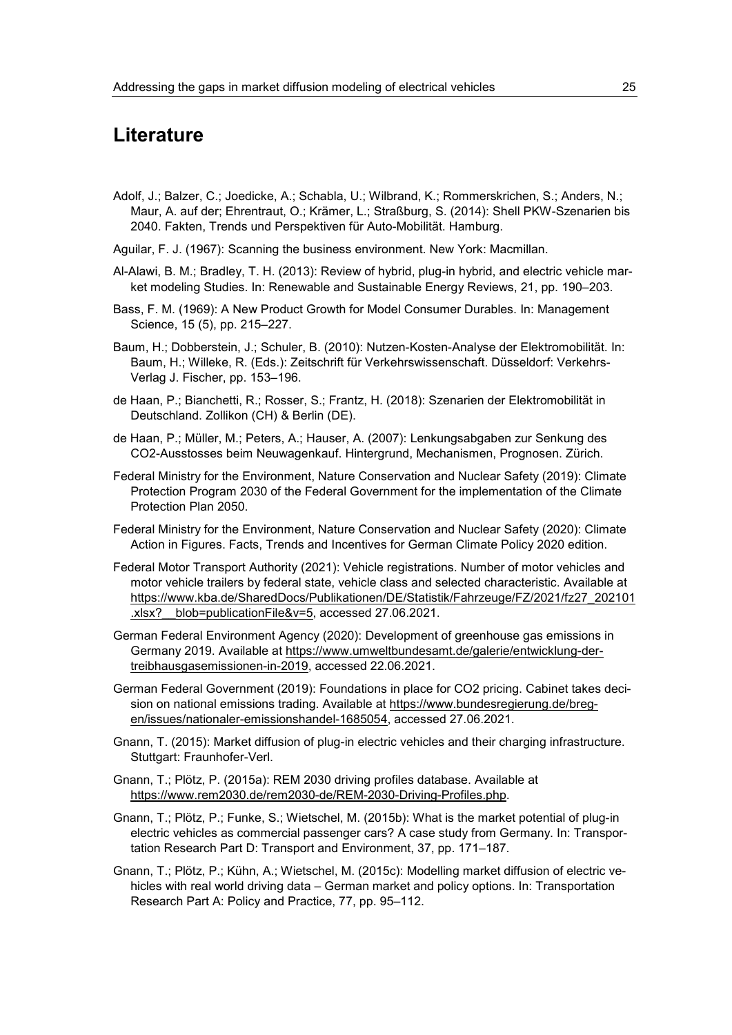# Literature

Adolf, J.; Balzer, C.; Joedicke, A.; Schabla, U.; Wilbrand, K.; Rommerskrichen, S.; Anders, N.; Maur, A. auf der; Ehrentraut, O.; Krämer, L.; Straßburg, S. (2014): Shell PKW-Szenarien bis 2040. Fakten, Trends und Perspektiven für Auto-Mobilität. Hamburg.

Aguilar, F. J. (1967): Scanning the business environment. New York: Macmillan.

Al-Alawi, B. M.; Bradley, T. H. (2013): Review of hybrid, plug-in hybrid, and electric vehicle market modeling Studies. In: Renewable and Sustainable Energy Reviews, 21, pp. 190–203.

Bass, F. M. (1969): A New Product Growth for Model Consumer Durables. In: Management Science, 15 (5), pp. 215–227.

Baum, H.; Dobberstein, J.; Schuler, B. (2010): Nutzen-Kosten-Analyse der Elektromobilität. In: Baum, H.; Willeke, R. (Eds.): Zeitschrift für Verkehrswissenschaft. Düsseldorf: Verkehrs-Verlag J. Fischer, pp. 153–196.

de Haan, P.; Bianchetti, R.; Rosser, S.; Frantz, H. (2018): Szenarien der Elektromobilität in Deutschland. Zollikon (CH) & Berlin (DE).

de Haan, P.; Müller, M.; Peters, A.; Hauser, A. (2007): Lenkungsabgaben zur Senkung des CO2-Ausstosses beim Neuwagenkauf. Hintergrund, Mechanismen, Prognosen. Zürich.

Federal Ministry for the Environment, Nature Conservation and Nuclear Safety (2019): Climate Protection Program 2030 of the Federal Government for the implementation of the Climate Protection Plan 2050.

Federal Ministry for the Environment, Nature Conservation and Nuclear Safety (2020): Climate Action in Figures. Facts, Trends and Incentives for German Climate Policy 2020 edition.

Federal Motor Transport Authority (2021): Vehicle registrations. Number of motor vehicles and motor vehicle trailers by federal state, vehicle class and selected characteristic. Available at https://www.kba.de/SharedDocs/Publikationen/DE/Statistik/Fahrzeuge/FZ/2021/fz27_202101.xlsx?__blob=publicationFile&v=5, accessed 27.06.2021.

German Federal Environment Agency (2020): Development of greenhouse gas emissions in Germany 2019. Available at https://www.umweltbundesamt.de/galerie/entwicklung-der-treibhausgasemissionen-in-2019, accessed 22.06.2021.

German Federal Government (2019): Foundations in place for CO2 pricing. Cabinet takes decision on national emissions trading. Available at https://www.bundesregierung.de/breg-en/issues/nationaler-emissionshandel-1685054, accessed 27.06.2021.

Gnann, T. (2015): Market diffusion of plug-in electric vehicles and their charging infrastructure. Stuttgart: Fraunhofer-Verl.

Gnann, T.; Plötz, P. (2015a): REM 2030 driving profiles database. Available at https://www.rem2030.de/rem2030-de/REM-2030-Driving-Profiles.php.

Gnann, T.; Plötz, P.; Funke, S.; Wietschel, M. (2015b): What is the market potential of plug-in electric vehicles as commercial passenger cars? A case study from Germany. In: Transportation Research Part D: Transport and Environment, 37, pp. 171–187.

Gnann, T.; Plötz, P.; Kühn, A.; Wietschel, M. (2015c): Modelling market diffusion of electric vehicles with real world driving data – German market and policy options. In: Transportation Research Part A: Policy and Practice, 77, pp. 95–112.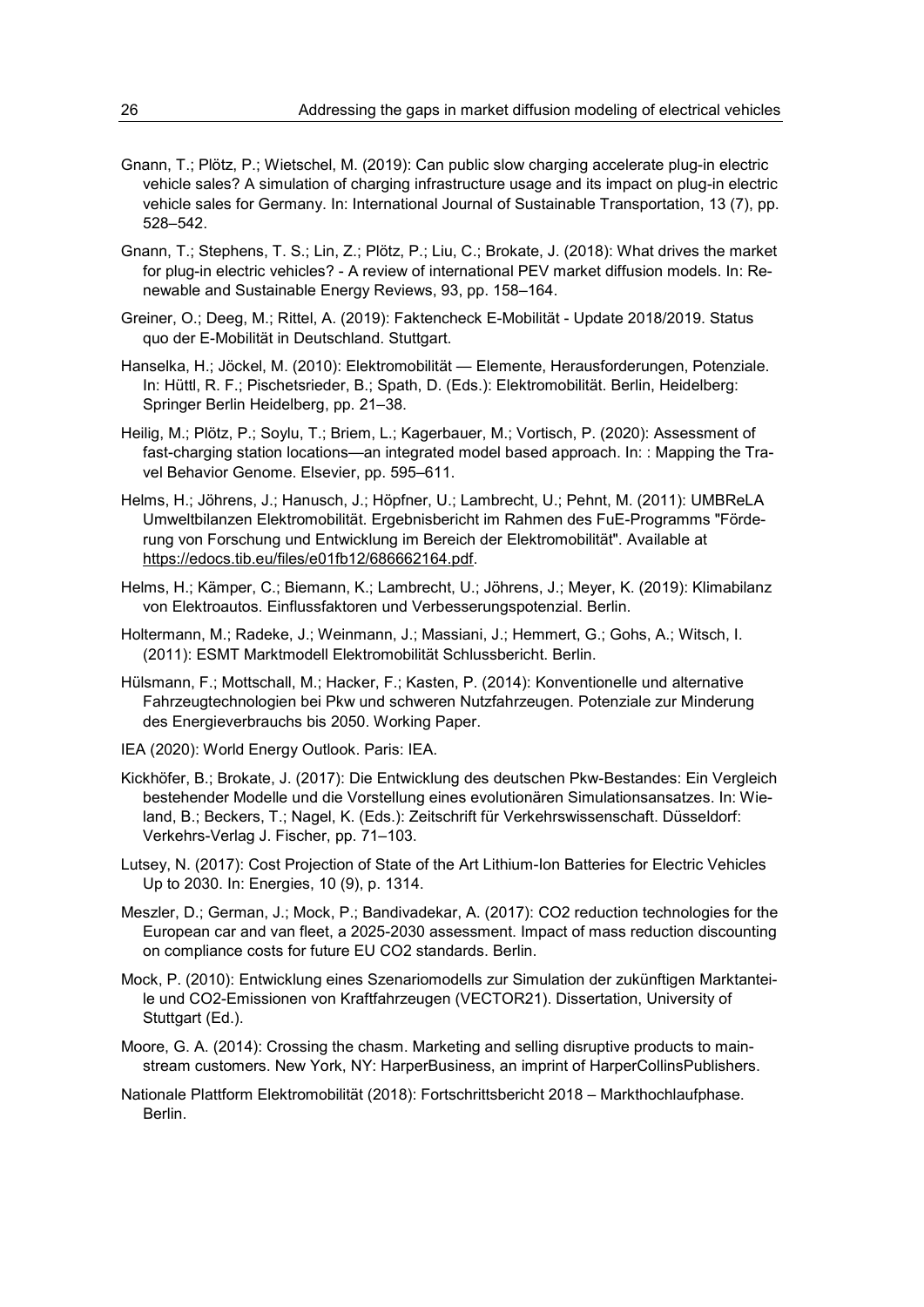Gnann, T.; Plötz, P.; Wietschel, M. (2019): Can public slow charging accelerate plug-in electric vehicle sales? A simulation of charging infrastructure usage and its impact on plug-in electric vehicle sales for Germany. In: International Journal of Sustainable Transportation, 13 (7), pp. 528–542.

Gnann, T.; Stephens, T. S.; Lin, Z.; Plötz, P.; Liu, C.; Brokate, J. (2018): What drives the market for plug-in electric vehicles? - A review of international PEV market diffusion models. In: Renewable and Sustainable Energy Reviews, 93, pp. 158–164.

Greiner, O.; Deeg, M.; Rittel, A. (2019): Faktencheck E-Mobilität - Update 2018/2019. Status quo der E-Mobilität in Deutschland. Stuttgart.

Hanselka, H.; Jöckel, M. (2010): Elektromobilität — Elemente, Herausforderungen, Potenziale. In: Hüttl, R. F.; Pischetsrieder, B.; Spath, D. (Eds.): Elektromobilität. Berlin, Heidelberg: Springer Berlin Heidelberg, pp. 21–38.

Heilig, M.; Plötz, P.; Soylu, T.; Briem, L.; Kagerbauer, M.; Vortisch, P. (2020): Assessment of fast-charging station locations—an integrated model based approach. In: : Mapping the Travel Behavior Genome. Elsevier, pp. 595–611.

Helms, H.; Jöhrens, J.; Hanusch, J.; Höpfner, U.; Lambrecht, U.; Pehnt, M. (2011): UMBReLA Umweltbilanzen Elektromobilität. Ergebnisbericht im Rahmen des FuE-Programms "Förderung von Forschung und Entwicklung im Bereich der Elektromobilität". Available at https://edocs.tib.eu/files/e01fb12/686662164.pdf.

Helms, H.; Kämper, C.; Biemann, K.; Lambrecht, U.; Jöhrens, J.; Meyer, K. (2019): Klimabilanz von Elektroautos. Einflussfaktoren und Verbesserungspotenzial. Berlin.

Holtermann, M.; Radeke, J.; Weinmann, J.; Massiani, J.; Hemmert, G.; Gohs, A.; Witsch, I. (2011): ESMT Marktmodell Elektromobilität Schlussbericht. Berlin.

Hülsmann, F.; Mottschall, M.; Hacker, F.; Kasten, P. (2014): Konventionelle und alternative Fahrzeugtechnologien bei Pkw und schweren Nutzfahrzeugen. Potenziale zur Minderung des Energieverbrauchs bis 2050. Working Paper.

IEA (2020): World Energy Outlook. Paris: IEA.

Kickhöfer, B.; Brokate, J. (2017): Die Entwicklung des deutschen Pkw-Bestandes: Ein Vergleich bestehender Modelle und die Vorstellung eines evolutionären Simulationsansatzes. In: Wieland, B.; Beckers, T.; Nagel, K. (Eds.): Zeitschrift für Verkehrswissenschaft. Düsseldorf: Verkehrs-Verlag J. Fischer, pp. 71–103.

Lutsey, N. (2017): Cost Projection of State of the Art Lithium-Ion Batteries for Electric Vehicles Up to 2030. In: Energies, 10 (9), p. 1314.

Meszler, D.; German, J.; Mock, P.; Bandivadekar, A. (2017): CO2 reduction technologies for the European car and van fleet, a 2025-2030 assessment. Impact of mass reduction discounting on compliance costs for future EU CO2 standards. Berlin.

Mock, P. (2010): Entwicklung eines Szenariomodells zur Simulation der zukünftigen Marktanteile und CO2-Emissionen von Kraftfahrzeugen (VECTOR21). Dissertation, University of Stuttgart (Ed.).

Moore, G. A. (2014): Crossing the chasm. Marketing and selling disruptive products to mainstream customers. New York, NY: HarperBusiness, an imprint of HarperCollinsPublishers.

Nationale Plattform Elektromobilität (2018): Fortschrittsbericht 2018 – Markthochlaufphase. Berlin.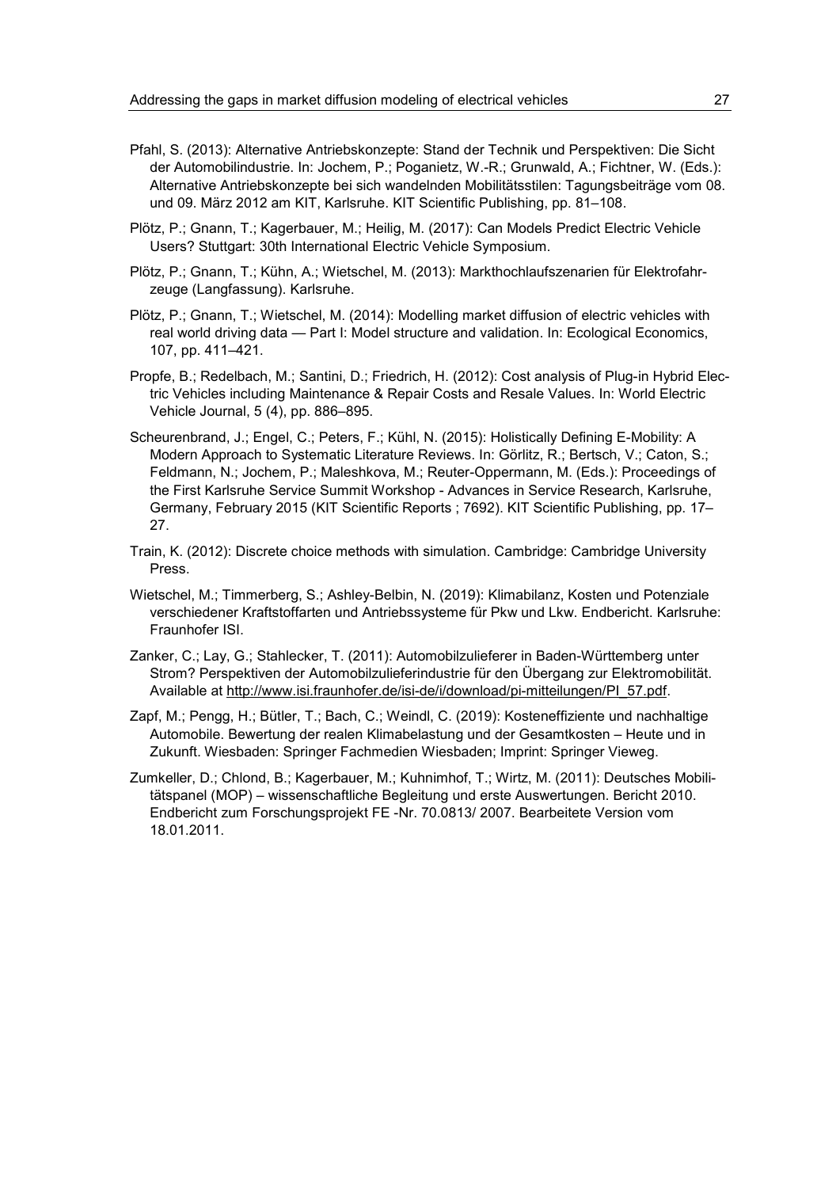Pfahl, S. (2013): Alternative Antriebskonzepte: Stand der Technik und Perspektiven: Die Sicht der Automobilindustrie. In: Jochem, P.; Poganietz, W.-R.; Grunwald, A.; Fichtner, W. (Eds.): Alternative Antriebskonzepte bei sich wandelnden Mobilitätsstilen: Tagungsbeiträge vom 08. und 09. März 2012 am KIT, Karlsruhe. KIT Scientific Publishing, pp. 81–108.

Plötz, P.; Gnann, T.; Kagerbauer, M.; Heilig, M. (2017): Can Models Predict Electric Vehicle Users? Stuttgart: 30th International Electric Vehicle Symposium.

Plötz, P.; Gnann, T.; Kühn, A.; Wietschel, M. (2013): Markthochlaufszenarien für Elektrofahrzeuge (Langfassung). Karlsruhe.

Plötz, P.; Gnann, T.; Wietschel, M. (2014): Modelling market diffusion of electric vehicles with real world driving data — Part I: Model structure and validation. In: Ecological Economics, 107, pp. 411–421.

Propfe, B.; Redelbach, M.; Santini, D.; Friedrich, H. (2012): Cost analysis of Plug-in Hybrid Electric Vehicles including Maintenance & Repair Costs and Resale Values. In: World Electric Vehicle Journal, 5 (4), pp. 886–895.

Scheurenbrand, J.; Engel, C.; Peters, F.; Kühl, N. (2015): Holistically Defining E-Mobility: A Modern Approach to Systematic Literature Reviews. In: Görlitz, R.; Bertsch, V.; Caton, S.; Feldmann, N.; Jochem, P.; Maleshkova, M.; Reuter-Oppermann, M. (Eds.): Proceedings of the First Karlsruhe Service Summit Workshop - Advances in Service Research, Karlsruhe, Germany, February 2015 (KIT Scientific Reports ; 7692). KIT Scientific Publishing, pp. 17–27.

Train, K. (2012): Discrete choice methods with simulation. Cambridge: Cambridge University Press.

Wietschel, M.; Timmerberg, S.; Ashley-Belbin, N. (2019): Klimabilanz, Kosten und Potenziale verschiedener Kraftstoffarten und Antriebssysteme für Pkw und Lkw. Endbericht. Karlsruhe: Fraunhofer ISI.

Zanker, C.; Lay, G.; Stahlecker, T. (2011): Automobilzulieferer in Baden-Württemberg unter Strom? Perspektiven der Automobilzulieferindustrie für den Übergang zur Elektromobilität. Available at http://www.isi.fraunhofer.de/isi-de/i/download/pi-mitteilungen/PI_57.pdf.

Zapf, M.; Pengg, H.; Bütler, T.; Bach, C.; Weindl, C. (2019): Kosteneffiziente und nachhaltige Automobile. Bewertung der realen Klimabelastung und der Gesamtkosten – Heute und in Zukunft. Wiesbaden: Springer Fachmedien Wiesbaden; Imprint: Springer Vieweg.

Zumkeller, D.; Chlond, B.; Kagerbauer, M.; Kuhnimhof, T.; Wirtz, M. (2011): Deutsches Mobilitätspanel (MOP) – wissenschaftliche Begleitung und erste Auswertungen. Bericht 2010. Endbericht zum Forschungsprojekt FE -Nr. 70.0813/ 2007. Bearbeitete Version vom 18.01.2011.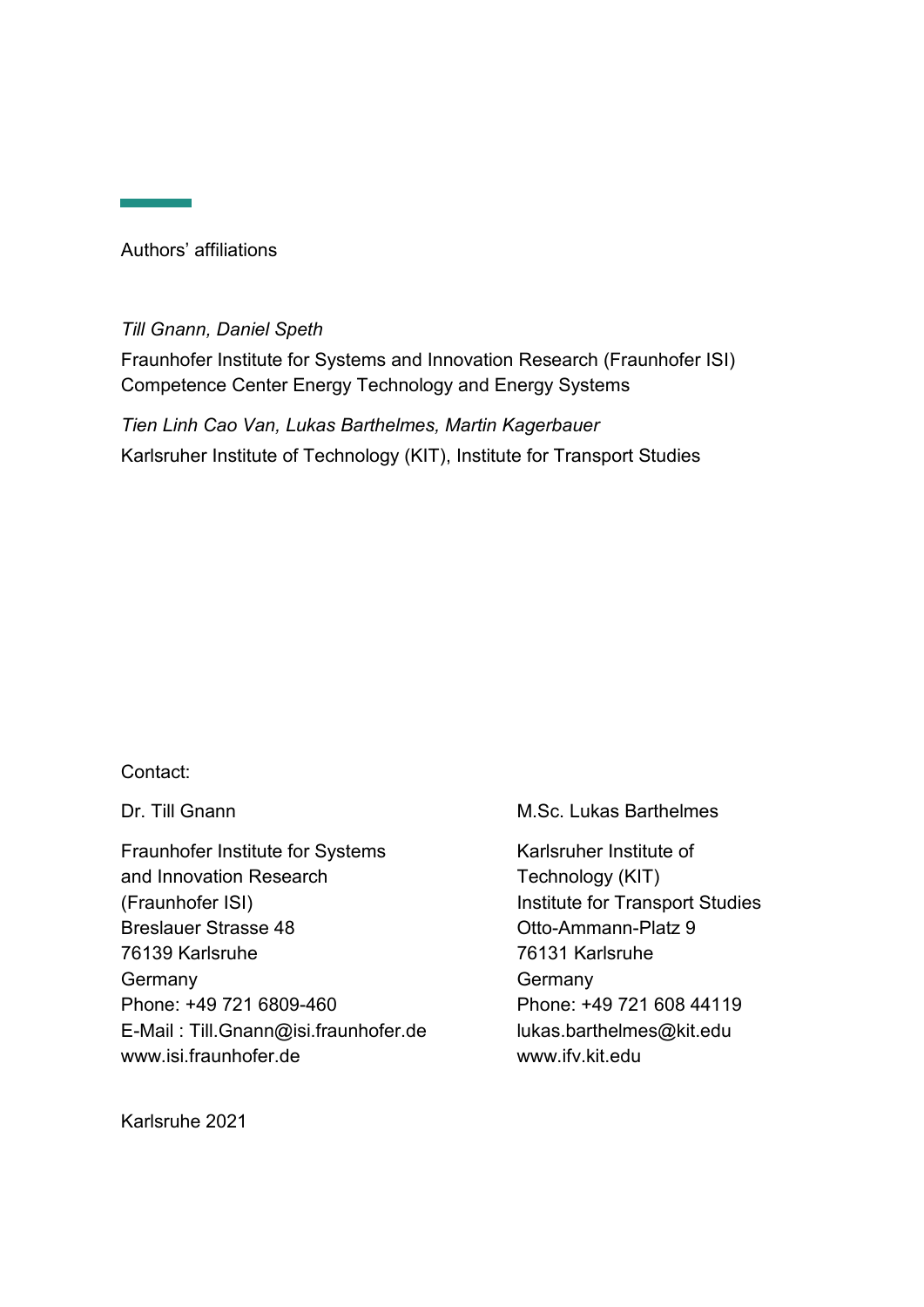Authors' affiliations

*Till Gnann, Daniel Speth*

Fraunhofer Institute for Systems and Innovation Research (Fraunhofer ISI)
Competence Center Energy Technology and Energy Systems

*Tien Linh Cao Van, Lukas Barthelmes, Martin Kagerbauer*

Karlsruher Institute of Technology (KIT), Institute for Transport Studies

Contact:

Dr. Till Gnann

Fraunhofer Institute for Systems
and Innovation Research
(Fraunhofer ISI)
Breslauer Strasse 48
76139 Karlsruhe
Germany
Phone: +49 721 6809-460
E-Mail : Till.Gnann@isi.fraunhofer.de
www.isi.fraunhofer.de

M.Sc. Lukas Barthelmes

Karlsruher Institute of
Technology (KIT)
Institute for Transport Studies
Otto-Ammann-Platz 9
76131 Karlsruhe
Germany
Phone: +49 721 608 44119
lukas.barthelmes@kit.edu
www.ifv.kit.edu

Karlsruhe 2021